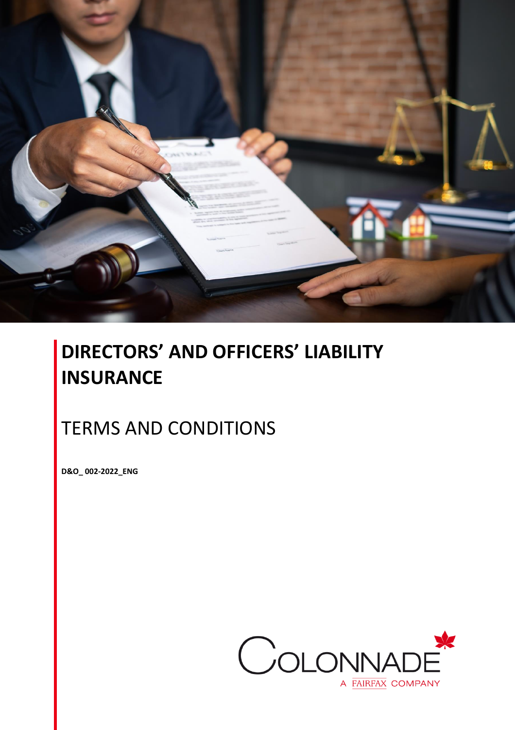# DIRECTORS' AND OFFICERS' LIABILITY INSURANCE

## TERMS AND CONDITIONS

**D&O_ 002-2022_ENG**

COLONNADE
A FAIRFAX COMPANY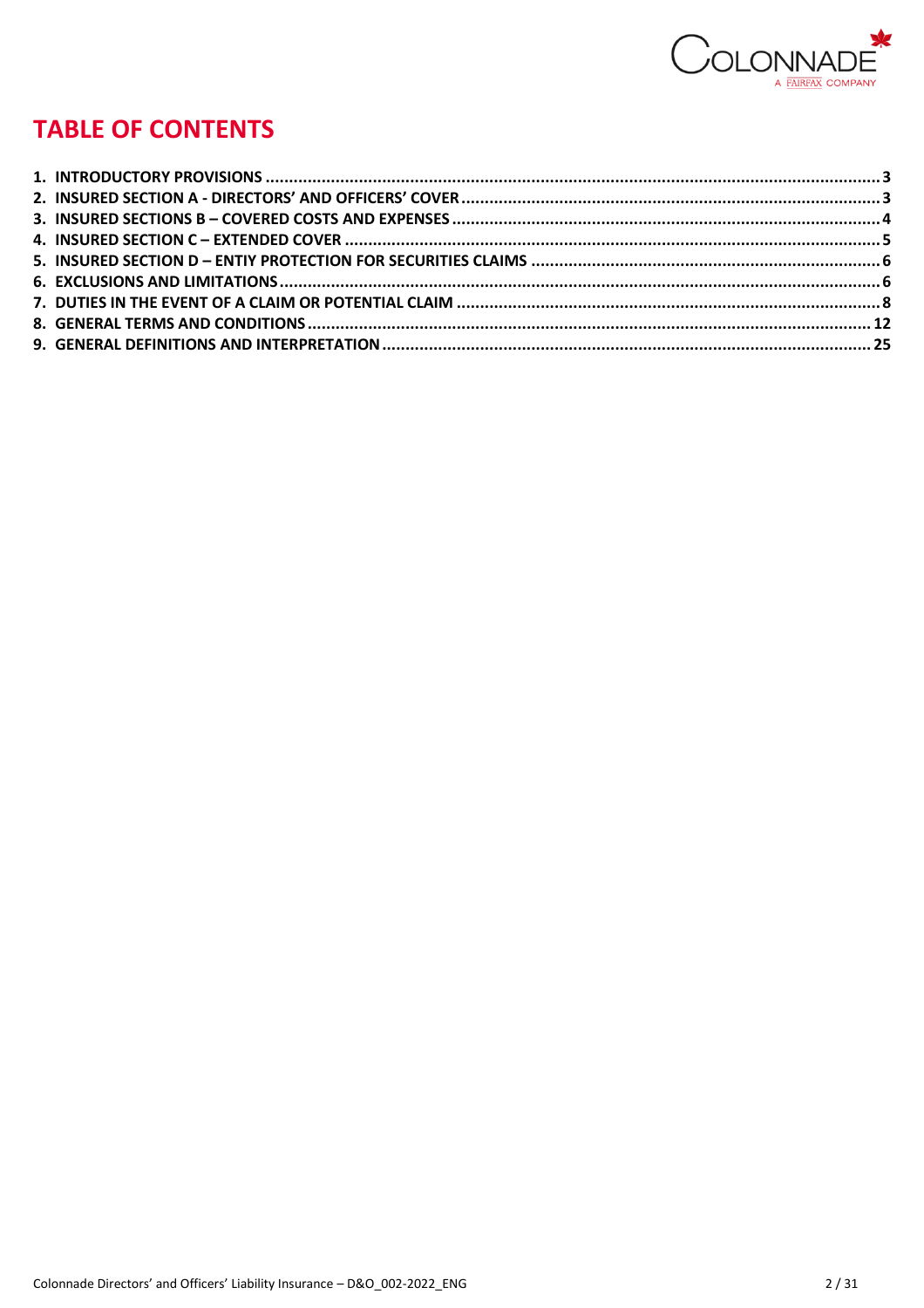# TABLE OF CONTENTS

1. INTRODUCTORY PROVISIONS ........ 3
2. INSURED SECTION A - DIRECTORS' AND OFFICERS' COVER ........ 3
3. INSURED SECTIONS B – COVERED COSTS AND EXPENSES ........ 4
4. INSURED SECTION C – EXTENDED COVER ........ 5
5. INSURED SECTION D – ENTIY PROTECTION FOR SECURITIES CLAIMS ........ 6
6. EXCLUSIONS AND LIMITATIONS ........ 6
7. DUTIES IN THE EVENT OF A CLAIM OR POTENTIAL CLAIM ........ 8
8. GENERAL TERMS AND CONDITIONS ........ 12
9. GENERAL DEFINITIONS AND INTERPRETATION ........ 25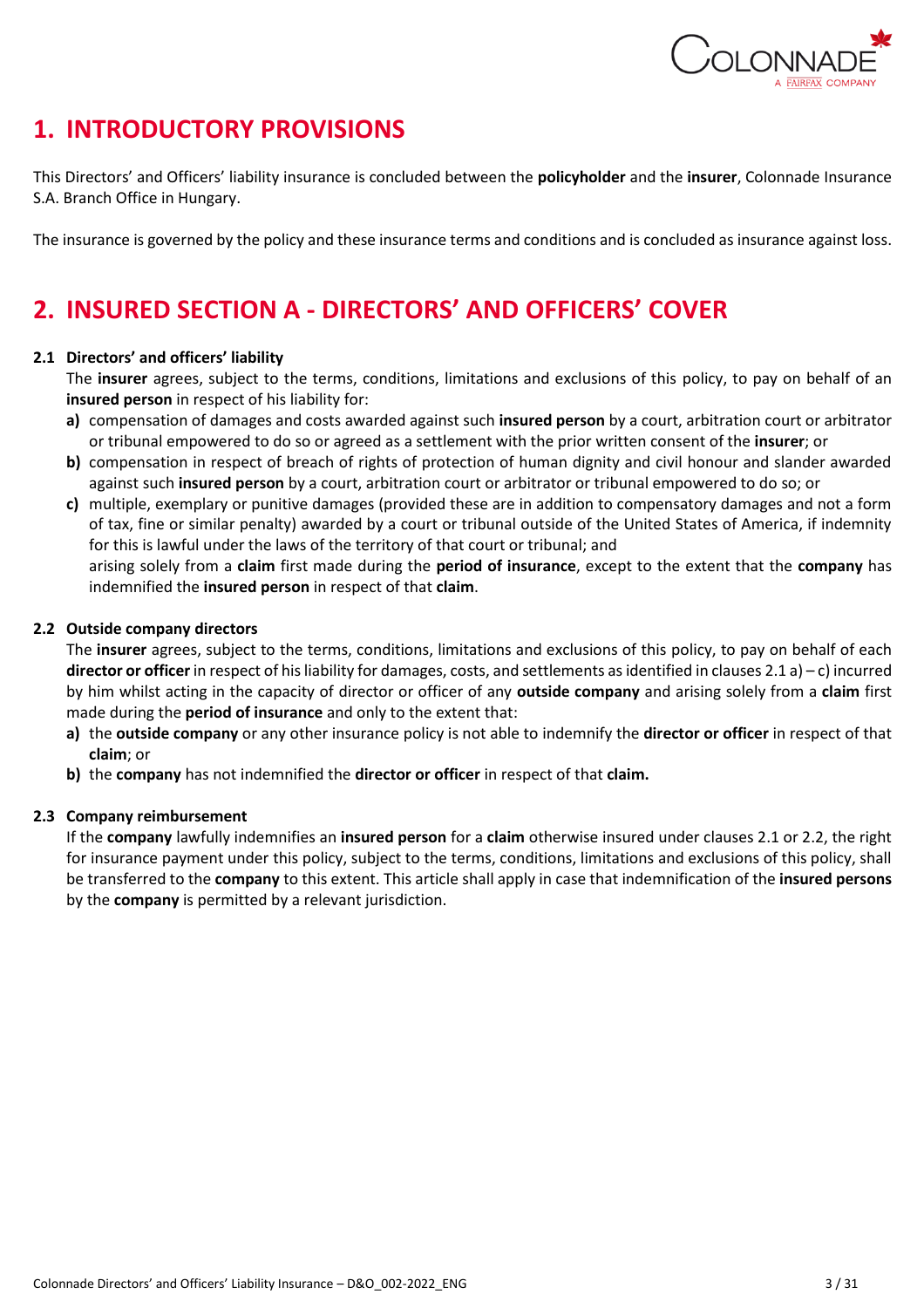# 1. INTRODUCTORY PROVISIONS

This Directors' and Officers' liability insurance is concluded between the **policyholder** and the **insurer**, Colonnade Insurance S.A. Branch Office in Hungary.

The insurance is governed by the policy and these insurance terms and conditions and is concluded as insurance against loss.

# 2. INSURED SECTION A - DIRECTORS' AND OFFICERS' COVER

### 2.1 Directors' and officers' liability

The **insurer** agrees, subject to the terms, conditions, limitations and exclusions of this policy, to pay on behalf of an **insured person** in respect of his liability for:

**a)** compensation of damages and costs awarded against such **insured person** by a court, arbitration court or arbitrator or tribunal empowered to do so or agreed as a settlement with the prior written consent of the **insurer**; or

**b)** compensation in respect of breach of rights of protection of human dignity and civil honour and slander awarded against such **insured person** by a court, arbitration court or arbitrator or tribunal empowered to do so; or

**c)** multiple, exemplary or punitive damages (provided these are in addition to compensatory damages and not a form of tax, fine or similar penalty) awarded by a court or tribunal outside of the United States of America, if indemnity for this is lawful under the laws of the territory of that court or tribunal; and

arising solely from a **claim** first made during the **period of insurance**, except to the extent that the **company** has indemnified the **insured person** in respect of that **claim**.

### 2.2 Outside company directors

The **insurer** agrees, subject to the terms, conditions, limitations and exclusions of this policy, to pay on behalf of each **director or officer** in respect of his liability for damages, costs, and settlements as identified in clauses 2.1 a) – c) incurred by him whilst acting in the capacity of director or officer of any **outside company** and arising solely from a **claim** first made during the **period of insurance** and only to the extent that:

**a)** the **outside company** or any other insurance policy is not able to indemnify the **director or officer** in respect of that **claim**; or

**b)** the **company** has not indemnified the **director or officer** in respect of that **claim.**

### 2.3 Company reimbursement

If the **company** lawfully indemnifies an **insured person** for a **claim** otherwise insured under clauses 2.1 or 2.2, the right for insurance payment under this policy, subject to the terms, conditions, limitations and exclusions of this policy, shall be transferred to the **company** to this extent. This article shall apply in case that indemnification of the **insured persons** by the **company** is permitted by a relevant jurisdiction.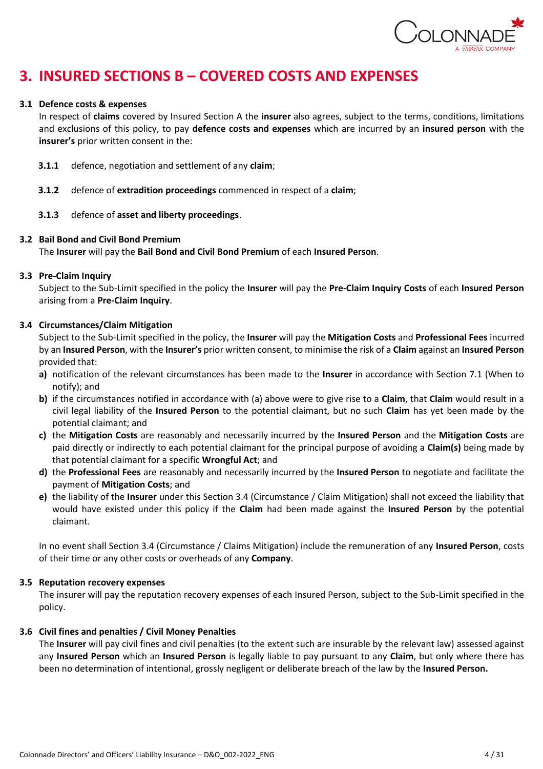# 3. INSURED SECTIONS B – COVERED COSTS AND EXPENSES

### 3.1 Defence costs & expenses

In respect of **claims** covered by Insured Section A the **insurer** also agrees, subject to the terms, conditions, limitations and exclusions of this policy, to pay **defence costs and expenses** which are incurred by an **insured person** with the **insurer's** prior written consent in the:

**3.1.1** defence, negotiation and settlement of any **claim**;

**3.1.2** defence of **extradition proceedings** commenced in respect of a **claim**;

**3.1.3** defence of **asset and liberty proceedings**.

### 3.2 Bail Bond and Civil Bond Premium

The **Insurer** will pay the **Bail Bond and Civil Bond Premium** of each **Insured Person**.

### 3.3 Pre-Claim Inquiry

Subject to the Sub-Limit specified in the policy the **Insurer** will pay the **Pre-Claim Inquiry Costs** of each **Insured Person** arising from a **Pre-Claim Inquiry**.

### 3.4 Circumstances/Claim Mitigation

Subject to the Sub-Limit specified in the policy, the **Insurer** will pay the **Mitigation Costs** and **Professional Fees** incurred by an **Insured Person**, with the **Insurer's** prior written consent, to minimise the risk of a **Claim** against an **Insured Person** provided that:

- **a)** notification of the relevant circumstances has been made to the **Insurer** in accordance with Section 7.1 (When to notify); and
- **b)** if the circumstances notified in accordance with (a) above were to give rise to a **Claim**, that **Claim** would result in a civil legal liability of the **Insured Person** to the potential claimant, but no such **Claim** has yet been made by the potential claimant; and
- **c)** the **Mitigation Costs** are reasonably and necessarily incurred by the **Insured Person** and the **Mitigation Costs** are paid directly or indirectly to each potential claimant for the principal purpose of avoiding a **Claim(s)** being made by that potential claimant for a specific **Wrongful Act**; and
- **d)** the **Professional Fees** are reasonably and necessarily incurred by the **Insured Person** to negotiate and facilitate the payment of **Mitigation Costs**; and
- **e)** the liability of the **Insurer** under this Section 3.4 (Circumstance / Claim Mitigation) shall not exceed the liability that would have existed under this policy if the **Claim** had been made against the **Insured Person** by the potential claimant.

In no event shall Section 3.4 (Circumstance / Claims Mitigation) include the remuneration of any **Insured Person**, costs of their time or any other costs or overheads of any **Company**.

### 3.5 Reputation recovery expenses

The insurer will pay the reputation recovery expenses of each Insured Person, subject to the Sub-Limit specified in the policy.

### 3.6 Civil fines and penalties / Civil Money Penalties

The **Insurer** will pay civil fines and civil penalties (to the extent such are insurable by the relevant law) assessed against any **Insured Person** which an **Insured Person** is legally liable to pay pursuant to any **Claim**, but only where there has been no determination of intentional, grossly negligent or deliberate breach of the law by the **Insured Person.**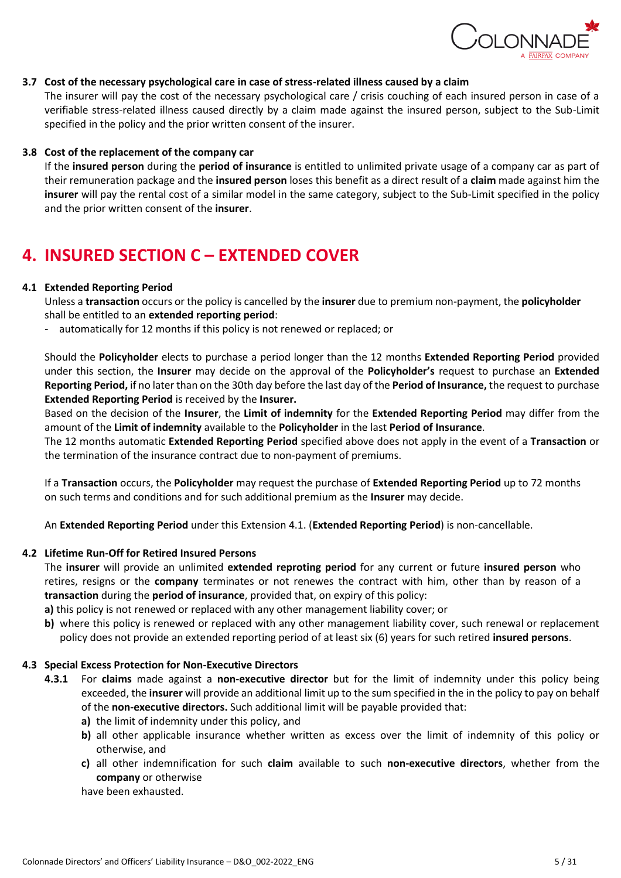### 3.7 Cost of the necessary psychological care in case of stress-related illness caused by a claim

The insurer will pay the cost of the necessary psychological care / crisis couching of each insured person in case of a verifiable stress-related illness caused directly by a claim made against the insured person, subject to the Sub-Limit specified in the policy and the prior written consent of the insurer.

### 3.8 Cost of the replacement of the company car

If the **insured person** during the **period of insurance** is entitled to unlimited private usage of a company car as part of their remuneration package and the **insured person** loses this benefit as a direct result of a **claim** made against him the **insurer** will pay the rental cost of a similar model in the same category, subject to the Sub-Limit specified in the policy and the prior written consent of the **insurer**.

## 4. INSURED SECTION C – EXTENDED COVER

### 4.1 Extended Reporting Period

Unless a **transaction** occurs or the policy is cancelled by the **insurer** due to premium non-payment, the **policyholder** shall be entitled to an **extended reporting period**:

- automatically for 12 months if this policy is not renewed or replaced; or

Should the **Policyholder** elects to purchase a period longer than the 12 months **Extended Reporting Period** provided under this section, the **Insurer** may decide on the approval of the **Policyholder's** request to purchase an **Extended Reporting Period,** if no later than on the 30th day before the last day of the **Period of Insurance,** the request to purchase **Extended Reporting Period** is received by the **Insurer.**

Based on the decision of the **Insurer**, the **Limit of indemnity** for the **Extended Reporting Period** may differ from the amount of the **Limit of indemnity** available to the **Policyholder** in the last **Period of Insurance**.

The 12 months automatic **Extended Reporting Period** specified above does not apply in the event of a **Transaction** or the termination of the insurance contract due to non-payment of premiums.

If a **Transaction** occurs, the **Policyholder** may request the purchase of **Extended Reporting Period** up to 72 months on such terms and conditions and for such additional premium as the **Insurer** may decide.

An **Extended Reporting Period** under this Extension 4.1. (**Extended Reporting Period**) is non-cancellable.

### 4.2 Lifetime Run-Off for Retired Insured Persons

The **insurer** will provide an unlimited **extended reproting period** for any current or future **insured person** who retires, resigns or the **company** terminates or not renewes the contract with him, other than by reason of a **transaction** during the **period of insurance**, provided that, on expiry of this policy:

**a)** this policy is not renewed or replaced with any other management liability cover; or

**b)** where this policy is renewed or replaced with any other management liability cover, such renewal or replacement policy does not provide an extended reporting period of at least six (6) years for such retired **insured persons**.

### 4.3 Special Excess Protection for Non-Executive Directors

**4.3.1** For **claims** made against a **non-executive director** but for the limit of indemnity under this policy being exceeded, the **insurer** will provide an additional limit up to the sum specified in the in the policy to pay on behalf of the **non-executive directors.** Such additional limit will be payable provided that:

**a)** the limit of indemnity under this policy, and

**b)** all other applicable insurance whether written as excess over the limit of indemnity of this policy or otherwise, and

**c)** all other indemnification for such **claim** available to such **non-executive directors**, whether from the **company** or otherwise

have been exhausted.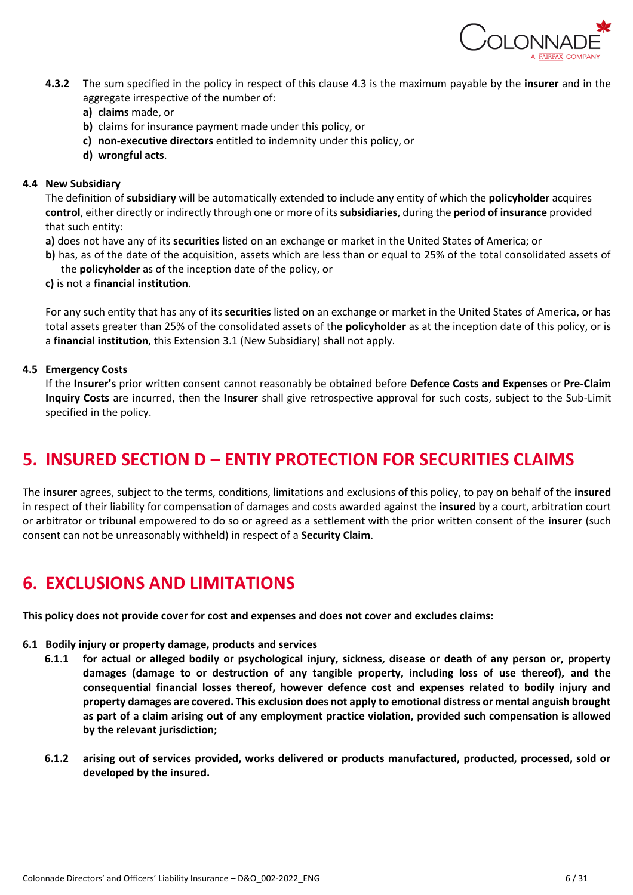**4.3.2** The sum specified in the policy in respect of this clause 4.3 is the maximum payable by the **insurer** and in the aggregate irrespective of the number of:

- **a)** **claims** made, or
- **b)** claims for insurance payment made under this policy, or
- **c)** **non-executive directors** entitled to indemnity under this policy, or
- **d)** **wrongful acts**.

### 4.4 New Subsidiary

The definition of **subsidiary** will be automatically extended to include any entity of which the **policyholder** acquires **control**, either directly or indirectly through one or more of its **subsidiaries**, during the **period of insurance** provided that such entity:

**a)** does not have any of its **securities** listed on an exchange or market in the United States of America; or

**b)** has, as of the date of the acquisition, assets which are less than or equal to 25% of the total consolidated assets of the **policyholder** as of the inception date of the policy, or

**c)** is not a **financial institution**.

For any such entity that has any of its **securities** listed on an exchange or market in the United States of America, or has total assets greater than 25% of the consolidated assets of the **policyholder** as at the inception date of this policy, or is a **financial institution**, this Extension 3.1 (New Subsidiary) shall not apply.

### 4.5 Emergency Costs

If the **Insurer's** prior written consent cannot reasonably be obtained before **Defence Costs and Expenses** or **Pre-Claim Inquiry Costs** are incurred, then the **Insurer** shall give retrospective approval for such costs, subject to the Sub-Limit specified in the policy.

## 5. INSURED SECTION D – ENTIY PROTECTION FOR SECURITIES CLAIMS

The **insurer** agrees, subject to the terms, conditions, limitations and exclusions of this policy, to pay on behalf of the **insured** in respect of their liability for compensation of damages and costs awarded against the **insured** by a court, arbitration court or arbitrator or tribunal empowered to do so or agreed as a settlement with the prior written consent of the **insurer** (such consent can not be unreasonably withheld) in respect of a **Security Claim**.

## 6. EXCLUSIONS AND LIMITATIONS

**This policy does not provide cover for cost and expenses and does not cover and excludes claims:**

### 6.1 Bodily injury or property damage, products and services

**6.1.1** **for actual or alleged bodily or psychological injury, sickness, disease or death of any person or, property damages (damage to or destruction of any tangible property, including loss of use thereof), and the consequential financial losses thereof, however defence cost and expenses related to bodily injury and property damages are covered. This exclusion does not apply to emotional distress or mental anguish brought as part of a claim arising out of any employment practice violation, provided such compensation is allowed by the relevant jurisdiction;**

**6.1.2** **arising out of services provided, works delivered or products manufactured, producted, processed, sold or developed by the insured.**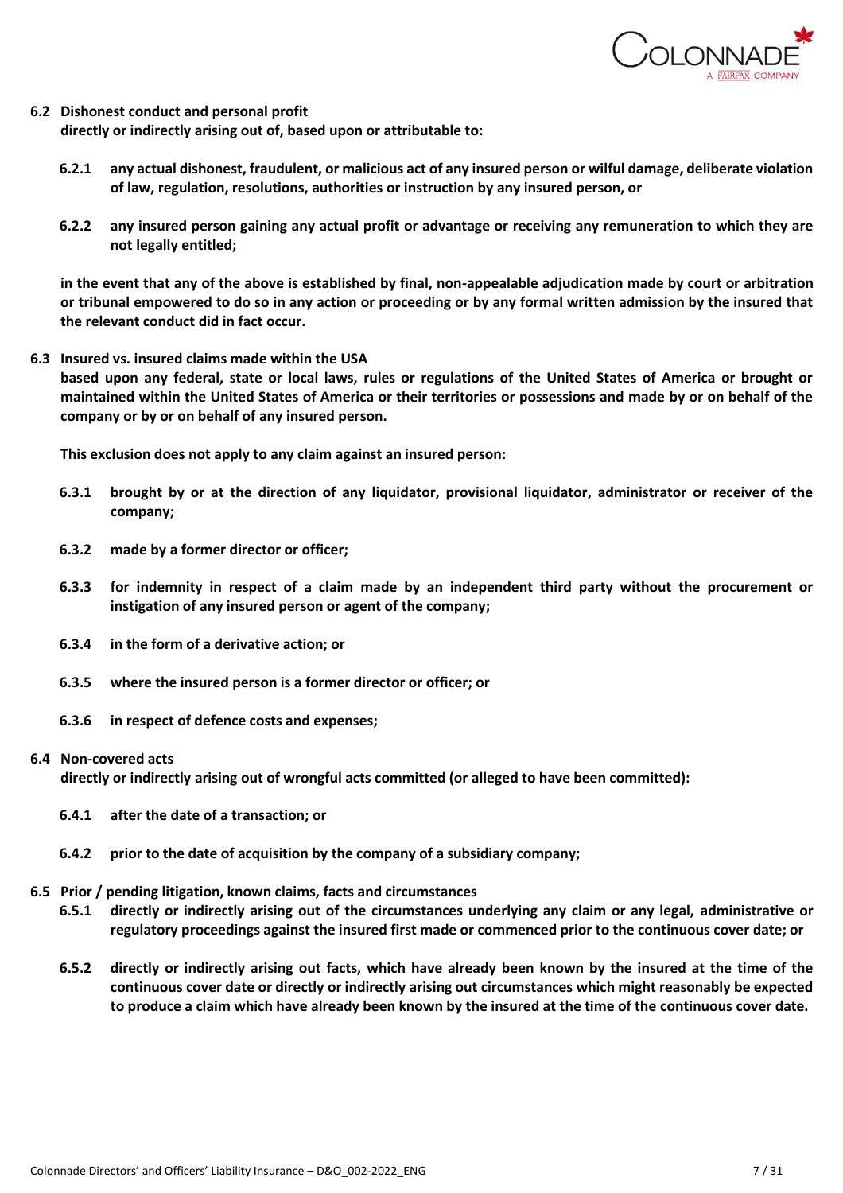**6.2 Dishonest conduct and personal profit**
**directly or indirectly arising out of, based upon or attributable to:**

**6.2.1 any actual dishonest, fraudulent, or malicious act of any insured person or wilful damage, deliberate violation of law, regulation, resolutions, authorities or instruction by any insured person, or**

**6.2.2 any insured person gaining any actual profit or advantage or receiving any remuneration to which they are not legally entitled;**

**in the event that any of the above is established by final, non-appealable adjudication made by court or arbitration or tribunal empowered to do so in any action or proceeding or by any formal written admission by the insured that the relevant conduct did in fact occur.**

**6.3 Insured vs. insured claims made within the USA**
**based upon any federal, state or local laws, rules or regulations of the United States of America or brought or maintained within the United States of America or their territories or possessions and made by or on behalf of the company or by or on behalf of any insured person.**

**This exclusion does not apply to any claim against an insured person:**

**6.3.1 brought by or at the direction of any liquidator, provisional liquidator, administrator or receiver of the company;**

**6.3.2 made by a former director or officer;**

**6.3.3 for indemnity in respect of a claim made by an independent third party without the procurement or instigation of any insured person or agent of the company;**

**6.3.4 in the form of a derivative action; or**

**6.3.5 where the insured person is a former director or officer; or**

**6.3.6 in respect of defence costs and expenses;**

**6.4 Non-covered acts**
**directly or indirectly arising out of wrongful acts committed (or alleged to have been committed):**

**6.4.1 after the date of a transaction; or**

**6.4.2 prior to the date of acquisition by the company of a subsidiary company;**

**6.5 Prior / pending litigation, known claims, facts and circumstances**

**6.5.1 directly or indirectly arising out of the circumstances underlying any claim or any legal, administrative or regulatory proceedings against the insured first made or commenced prior to the continuous cover date; or**

**6.5.2 directly or indirectly arising out facts, which have already been known by the insured at the time of the continuous cover date or directly or indirectly arising out circumstances which might reasonably be expected to produce a claim which have already been known by the insured at the time of the continuous cover date.**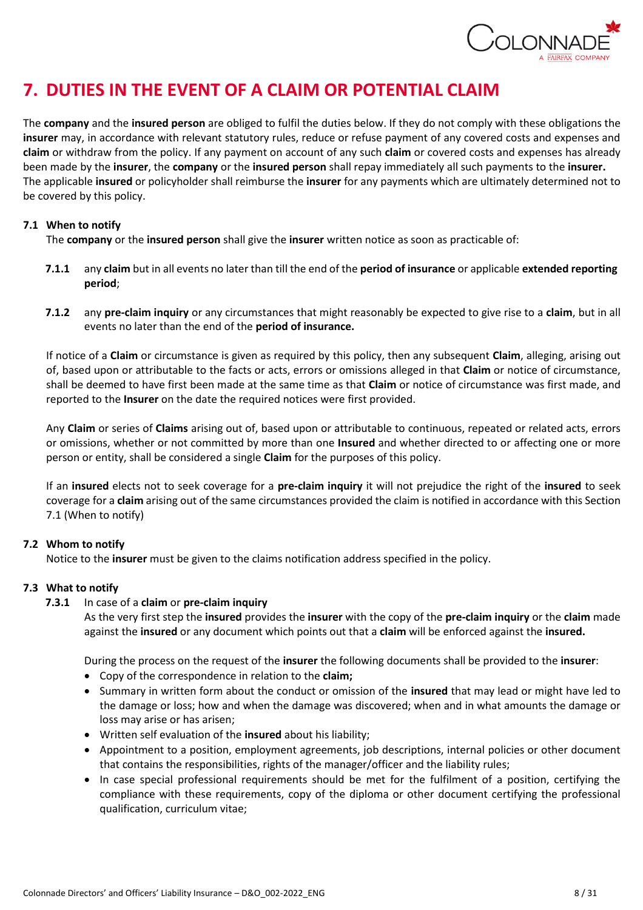# 7. DUTIES IN THE EVENT OF A CLAIM OR POTENTIAL CLAIM

The **company** and the **insured person** are obliged to fulfil the duties below. If they do not comply with these obligations the **insurer** may, in accordance with relevant statutory rules, reduce or refuse payment of any covered costs and expenses and **claim** or withdraw from the policy. If any payment on account of any such **claim** or covered costs and expenses has already been made by the **insurer**, the **company** or the **insured person** shall repay immediately all such payments to the **insurer.** The applicable **insured** or policyholder shall reimburse the **insurer** for any payments which are ultimately determined not to be covered by this policy.

## 7.1 When to notify

The **company** or the **insured person** shall give the **insurer** written notice as soon as practicable of:

**7.1.1** any **claim** but in all events no later than till the end of the **period of insurance** or applicable **extended reporting period**;

**7.1.2** any **pre-claim inquiry** or any circumstances that might reasonably be expected to give rise to a **claim**, but in all events no later than the end of the **period of insurance.**

If notice of a **Claim** or circumstance is given as required by this policy, then any subsequent **Claim**, alleging, arising out of, based upon or attributable to the facts or acts, errors or omissions alleged in that **Claim** or notice of circumstance, shall be deemed to have first been made at the same time as that **Claim** or notice of circumstance was first made, and reported to the **Insurer** on the date the required notices were first provided.

Any **Claim** or series of **Claims** arising out of, based upon or attributable to continuous, repeated or related acts, errors or omissions, whether or not committed by more than one **Insured** and whether directed to or affecting one or more person or entity, shall be considered a single **Claim** for the purposes of this policy.

If an **insured** elects not to seek coverage for a **pre-claim inquiry** it will not prejudice the right of the **insured** to seek coverage for a **claim** arising out of the same circumstances provided the claim is notified in accordance with this Section 7.1 (When to notify)

## 7.2 Whom to notify

Notice to the **insurer** must be given to the claims notification address specified in the policy.

## 7.3 What to notify

**7.3.1** In case of a **claim** or **pre-claim inquiry**

As the very first step the **insured** provides the **insurer** with the copy of the **pre-claim inquiry** or the **claim** made against the **insured** or any document which points out that a **claim** will be enforced against the **insured.**

During the process on the request of the **insurer** the following documents shall be provided to the **insurer**:

- Copy of the correspondence in relation to the **claim;**
- Summary in written form about the conduct or omission of the **insured** that may lead or might have led to the damage or loss; how and when the damage was discovered; when and in what amounts the damage or loss may arise or has arisen;
- Written self evaluation of the **insured** about his liability;
- Appointment to a position, employment agreements, job descriptions, internal policies or other document that contains the responsibilities, rights of the manager/officer and the liability rules;
- In case special professional requirements should be met for the fulfilment of a position, certifying the compliance with these requirements, copy of the diploma or other document certifying the professional qualification, curriculum vitae;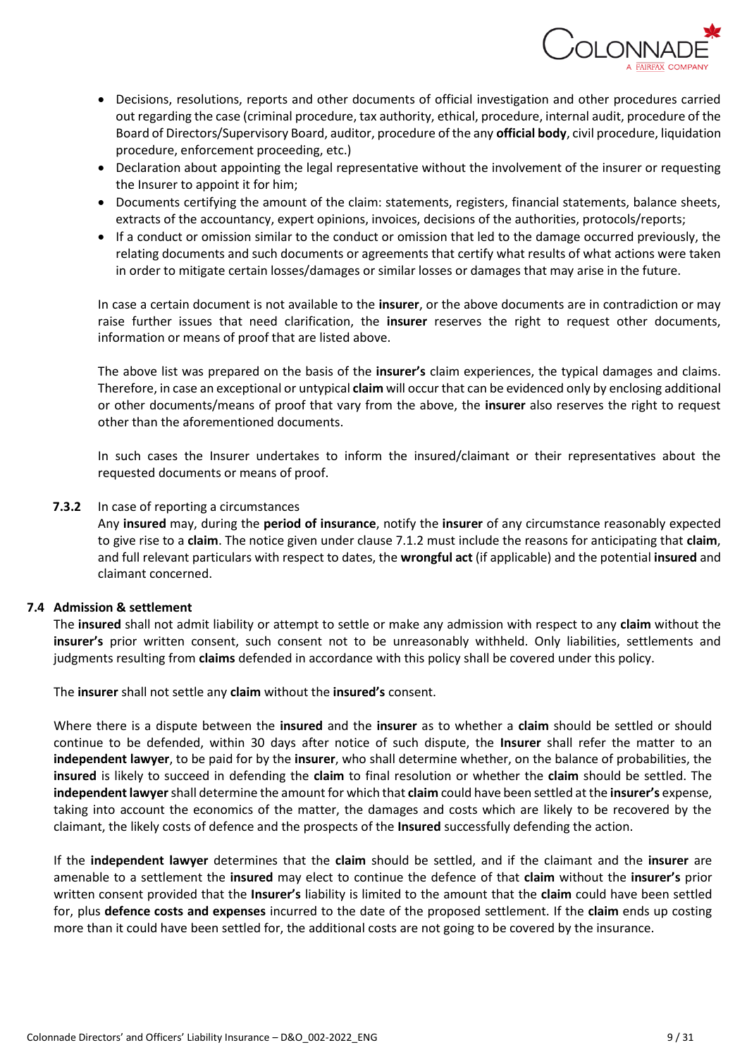- Decisions, resolutions, reports and other documents of official investigation and other procedures carried out regarding the case (criminal procedure, tax authority, ethical, procedure, internal audit, procedure of the Board of Directors/Supervisory Board, auditor, procedure of the any **official body**, civil procedure, liquidation procedure, enforcement proceeding, etc.)
- Declaration about appointing the legal representative without the involvement of the insurer or requesting the Insurer to appoint it for him;
- Documents certifying the amount of the claim: statements, registers, financial statements, balance sheets, extracts of the accountancy, expert opinions, invoices, decisions of the authorities, protocols/reports;
- If a conduct or omission similar to the conduct or omission that led to the damage occurred previously, the relating documents and such documents or agreements that certify what results of what actions were taken in order to mitigate certain losses/damages or similar losses or damages that may arise in the future.

In case a certain document is not available to the **insurer**, or the above documents are in contradiction or may raise further issues that need clarification, the **insurer** reserves the right to request other documents, information or means of proof that are listed above.

The above list was prepared on the basis of the **insurer's** claim experiences, the typical damages and claims. Therefore, in case an exceptional or untypical **claim** will occur that can be evidenced only by enclosing additional or other documents/means of proof that vary from the above, the **insurer** also reserves the right to request other than the aforementioned documents.

In such cases the Insurer undertakes to inform the insured/claimant or their representatives about the requested documents or means of proof.

**7.3.2** In case of reporting a circumstances

Any **insured** may, during the **period of insurance**, notify the **insurer** of any circumstance reasonably expected to give rise to a **claim**. The notice given under clause 7.1.2 must include the reasons for anticipating that **claim**, and full relevant particulars with respect to dates, the **wrongful act** (if applicable) and the potential **insured** and claimant concerned.

### 7.4 Admission & settlement

The **insured** shall not admit liability or attempt to settle or make any admission with respect to any **claim** without the **insurer's** prior written consent, such consent not to be unreasonably withheld. Only liabilities, settlements and judgments resulting from **claims** defended in accordance with this policy shall be covered under this policy.

The **insurer** shall not settle any **claim** without the **insured's** consent.

Where there is a dispute between the **insured** and the **insurer** as to whether a **claim** should be settled or should continue to be defended, within 30 days after notice of such dispute, the **Insurer** shall refer the matter to an **independent lawyer**, to be paid for by the **insurer**, who shall determine whether, on the balance of probabilities, the **insured** is likely to succeed in defending the **claim** to final resolution or whether the **claim** should be settled. The **independent lawyer** shall determine the amount for which that **claim** could have been settled at the **insurer's** expense, taking into account the economics of the matter, the damages and costs which are likely to be recovered by the claimant, the likely costs of defence and the prospects of the **Insured** successfully defending the action.

If the **independent lawyer** determines that the **claim** should be settled, and if the claimant and the **insurer** are amenable to a settlement the **insured** may elect to continue the defence of that **claim** without the **insurer's** prior written consent provided that the **Insurer's** liability is limited to the amount that the **claim** could have been settled for, plus **defence costs and expenses** incurred to the date of the proposed settlement. If the **claim** ends up costing more than it could have been settled for, the additional costs are not going to be covered by the insurance.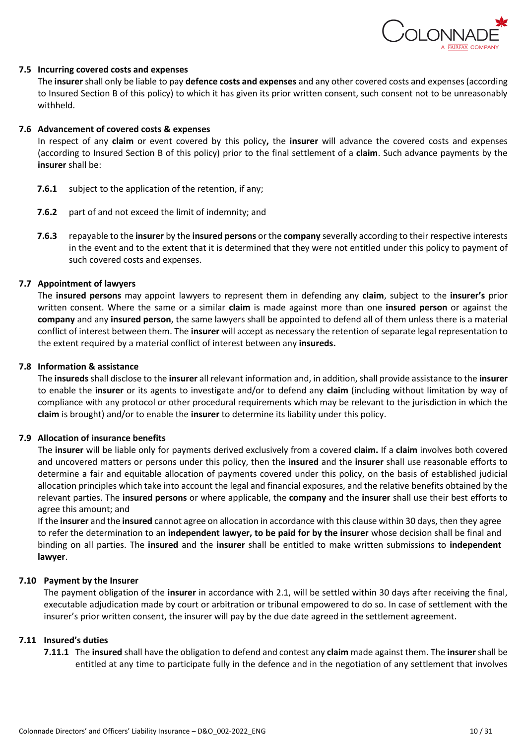### 7.5 Incurring covered costs and expenses

The **insurer** shall only be liable to pay **defence costs and expenses** and any other covered costs and expenses (according to Insured Section B of this policy) to which it has given its prior written consent, such consent not to be unreasonably withheld.

### 7.6 Advancement of covered costs & expenses

In respect of any **claim** or event covered by this policy**,** the **insurer** will advance the covered costs and expenses (according to Insured Section B of this policy) prior to the final settlement of a **claim**. Such advance payments by the **insurer** shall be:

**7.6.1** subject to the application of the retention, if any;

**7.6.2** part of and not exceed the limit of indemnity; and

**7.6.3** repayable to the **insurer** by the **insured persons** or the **company** severally according to their respective interests in the event and to the extent that it is determined that they were not entitled under this policy to payment of such covered costs and expenses.

### 7.7 Appointment of lawyers

The **insured persons** may appoint lawyers to represent them in defending any **claim**, subject to the **insurer's** prior written consent. Where the same or a similar **claim** is made against more than one **insured person** or against the **company** and any **insured person**, the same lawyers shall be appointed to defend all of them unless there is a material conflict of interest between them. The **insurer** will accept as necessary the retention of separate legal representation to the extent required by a material conflict of interest between any **insureds.**

### 7.8 Information & assistance

The **insureds** shall disclose to the **insurer** all relevant information and, in addition, shall provide assistance to the **insurer** to enable the **insurer** or its agents to investigate and/or to defend any **claim** (including without limitation by way of compliance with any protocol or other procedural requirements which may be relevant to the jurisdiction in which the **claim** is brought) and/or to enable the **insurer** to determine its liability under this policy.

### 7.9 Allocation of insurance benefits

The **insurer** will be liable only for payments derived exclusively from a covered **claim.** If a **claim** involves both covered and uncovered matters or persons under this policy, then the **insured** and the **insurer** shall use reasonable efforts to determine a fair and equitable allocation of payments covered under this policy, on the basis of established judicial allocation principles which take into account the legal and financial exposures, and the relative benefits obtained by the relevant parties. The **insured persons** or where applicable, the **company** and the **insurer** shall use their best efforts to agree this amount; and

If the **insurer** and the **insured** cannot agree on allocation in accordance with this clause within 30 days, then they agree to refer the determination to an **independent lawyer, to be paid for by the insurer** whose decision shall be final and binding on all parties. The **insured** and the **insurer** shall be entitled to make written submissions to **independent lawyer**.

### 7.10 Payment by the Insurer

The payment obligation of the **insurer** in accordance with 2.1, will be settled within 30 days after receiving the final, executable adjudication made by court or arbitration or tribunal empowered to do so. In case of settlement with the insurer's prior written consent, the insurer will pay by the due date agreed in the settlement agreement.

### 7.11 Insured's duties

**7.11.1** The **insured** shall have the obligation to defend and contest any **claim** made against them. The **insurer** shall be entitled at any time to participate fully in the defence and in the negotiation of any settlement that involves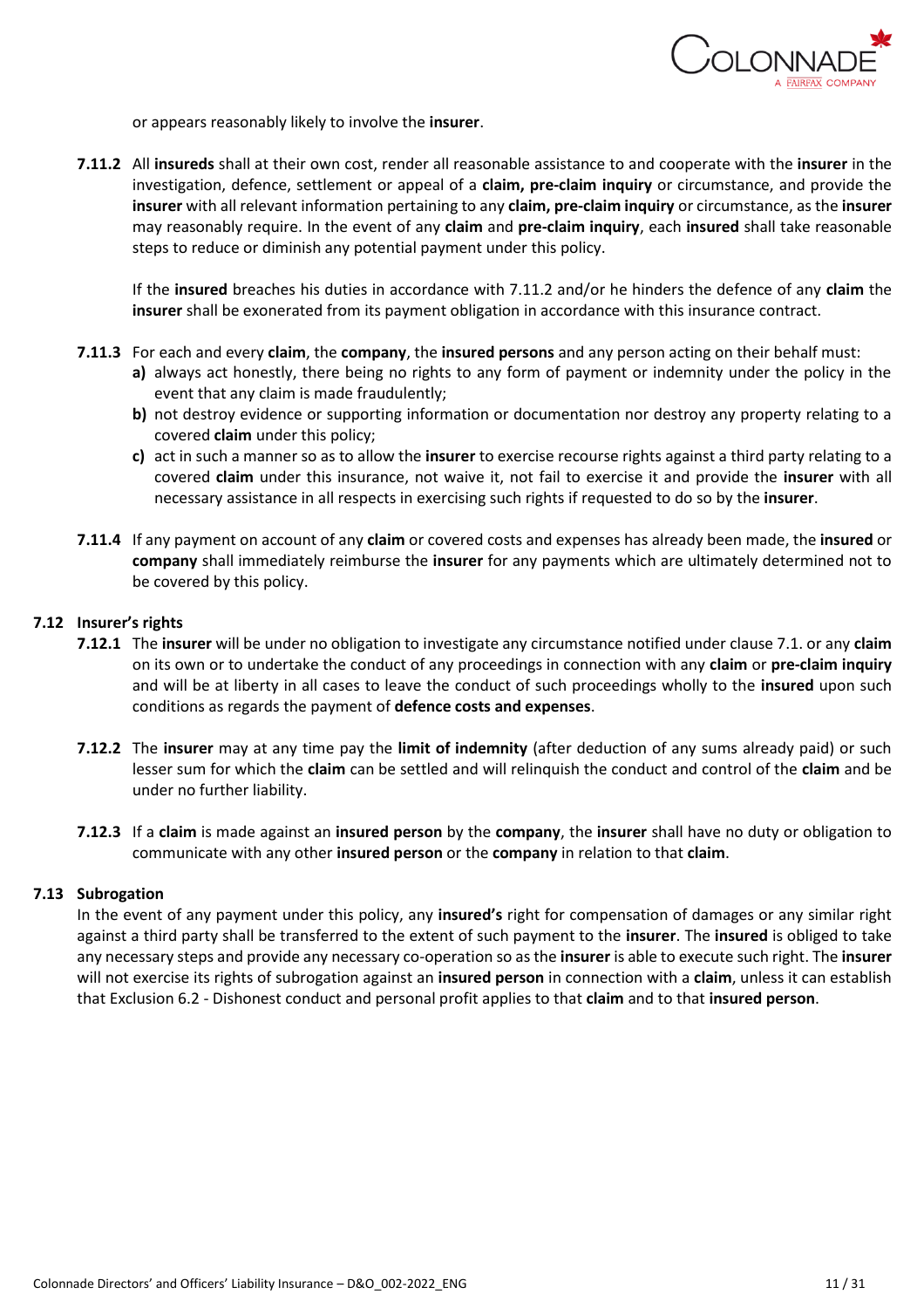or appears reasonably likely to involve the **insurer**.

**7.11.2** All **insureds** shall at their own cost, render all reasonable assistance to and cooperate with the **insurer** in the investigation, defence, settlement or appeal of a **claim, pre-claim inquiry** or circumstance, and provide the **insurer** with all relevant information pertaining to any **claim, pre-claim inquiry** or circumstance, as the **insurer** may reasonably require. In the event of any **claim** and **pre-claim inquiry**, each **insured** shall take reasonable steps to reduce or diminish any potential payment under this policy.

If the **insured** breaches his duties in accordance with 7.11.2 and/or he hinders the defence of any **claim** the **insurer** shall be exonerated from its payment obligation in accordance with this insurance contract.

**7.11.3** For each and every **claim**, the **company**, the **insured persons** and any person acting on their behalf must:

- **a)** always act honestly, there being no rights to any form of payment or indemnity under the policy in the event that any claim is made fraudulently;
- **b)** not destroy evidence or supporting information or documentation nor destroy any property relating to a covered **claim** under this policy;
- **c)** act in such a manner so as to allow the **insurer** to exercise recourse rights against a third party relating to a covered **claim** under this insurance, not waive it, not fail to exercise it and provide the **insurer** with all necessary assistance in all respects in exercising such rights if requested to do so by the **insurer**.

**7.11.4** If any payment on account of any **claim** or covered costs and expenses has already been made, the **insured** or **company** shall immediately reimburse the **insurer** for any payments which are ultimately determined not to be covered by this policy.

## 7.12 Insurer's rights

**7.12.1** The **insurer** will be under no obligation to investigate any circumstance notified under clause 7.1. or any **claim** on its own or to undertake the conduct of any proceedings in connection with any **claim** or **pre-claim inquiry** and will be at liberty in all cases to leave the conduct of such proceedings wholly to the **insured** upon such conditions as regards the payment of **defence costs and expenses**.

**7.12.2** The **insurer** may at any time pay the **limit of indemnity** (after deduction of any sums already paid) or such lesser sum for which the **claim** can be settled and will relinquish the conduct and control of the **claim** and be under no further liability.

**7.12.3** If a **claim** is made against an **insured person** by the **company**, the **insurer** shall have no duty or obligation to communicate with any other **insured person** or the **company** in relation to that **claim**.

## 7.13 Subrogation

In the event of any payment under this policy, any **insured's** right for compensation of damages or any similar right against a third party shall be transferred to the extent of such payment to the **insurer**. The **insured** is obliged to take any necessary steps and provide any necessary co-operation so as the **insurer** is able to execute such right. The **insurer** will not exercise its rights of subrogation against an **insured person** in connection with a **claim**, unless it can establish that Exclusion 6.2 - Dishonest conduct and personal profit applies to that **claim** and to that **insured person**.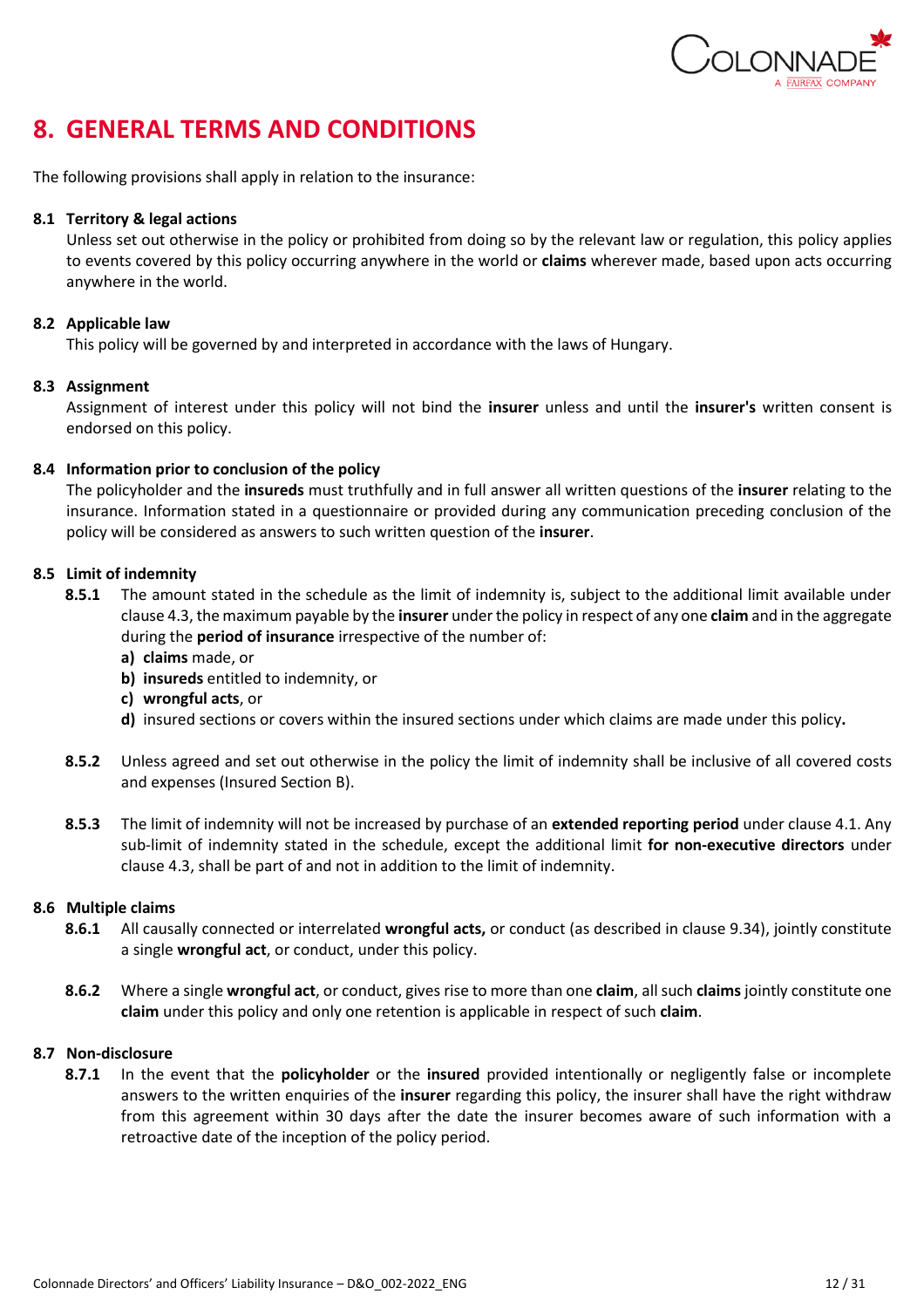# 8. GENERAL TERMS AND CONDITIONS

The following provisions shall apply in relation to the insurance:

### 8.1 Territory & legal actions

Unless set out otherwise in the policy or prohibited from doing so by the relevant law or regulation, this policy applies to events covered by this policy occurring anywhere in the world or **claims** wherever made, based upon acts occurring anywhere in the world.

### 8.2 Applicable law

This policy will be governed by and interpreted in accordance with the laws of Hungary.

### 8.3 Assignment

Assignment of interest under this policy will not bind the **insurer** unless and until the **insurer's** written consent is endorsed on this policy.

### 8.4 Information prior to conclusion of the policy

The policyholder and the **insureds** must truthfully and in full answer all written questions of the **insurer** relating to the insurance. Information stated in a questionnaire or provided during any communication preceding conclusion of the policy will be considered as answers to such written question of the **insurer**.

### 8.5 Limit of indemnity

**8.5.1** The amount stated in the schedule as the limit of indemnity is, subject to the additional limit available under clause 4.3, the maximum payable by the **insurer** under the policy in respect of any one **claim** and in the aggregate during the **period of insurance** irrespective of the number of:

- **a)** **claims** made, or
- **b)** **insureds** entitled to indemnity, or
- **c)** **wrongful acts**, or
- **d)** insured sections or covers within the insured sections under which claims are made under this policy**.**

**8.5.2** Unless agreed and set out otherwise in the policy the limit of indemnity shall be inclusive of all covered costs and expenses (Insured Section B).

**8.5.3** The limit of indemnity will not be increased by purchase of an **extended reporting period** under clause 4.1. Any sub-limit of indemnity stated in the schedule, except the additional limit **for non-executive directors** under clause 4.3, shall be part of and not in addition to the limit of indemnity.

### 8.6 Multiple claims

**8.6.1** All causally connected or interrelated **wrongful acts,** or conduct (as described in clause 9.34), jointly constitute a single **wrongful act**, or conduct, under this policy.

**8.6.2** Where a single **wrongful act**, or conduct, gives rise to more than one **claim**, all such **claims** jointly constitute one **claim** under this policy and only one retention is applicable in respect of such **claim**.

### 8.7 Non-disclosure

**8.7.1** In the event that the **policyholder** or the **insured** provided intentionally or negligently false or incomplete answers to the written enquiries of the **insurer** regarding this policy, the insurer shall have the right withdraw from this agreement within 30 days after the date the insurer becomes aware of such information with a retroactive date of the inception of the policy period.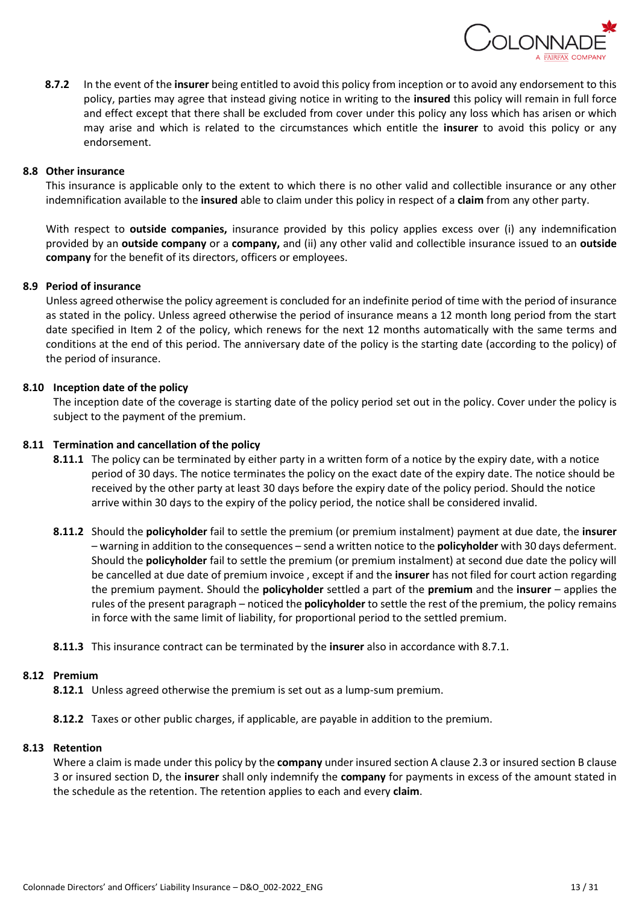**8.7.2** In the event of the **insurer** being entitled to avoid this policy from inception or to avoid any endorsement to this policy, parties may agree that instead giving notice in writing to the **insured** this policy will remain in full force and effect except that there shall be excluded from cover under this policy any loss which has arisen or which may arise and which is related to the circumstances which entitle the **insurer** to avoid this policy or any endorsement.

### 8.8 Other insurance

This insurance is applicable only to the extent to which there is no other valid and collectible insurance or any other indemnification available to the **insured** able to claim under this policy in respect of a **claim** from any other party.

With respect to **outside companies,** insurance provided by this policy applies excess over (i) any indemnification provided by an **outside company** or a **company,** and (ii) any other valid and collectible insurance issued to an **outside company** for the benefit of its directors, officers or employees.

### 8.9 Period of insurance

Unless agreed otherwise the policy agreement is concluded for an indefinite period of time with the period of insurance as stated in the policy. Unless agreed otherwise the period of insurance means a 12 month long period from the start date specified in Item 2 of the policy, which renews for the next 12 months automatically with the same terms and conditions at the end of this period. The anniversary date of the policy is the starting date (according to the policy) of the period of insurance.

### 8.10 Inception date of the policy

The inception date of the coverage is starting date of the policy period set out in the policy. Cover under the policy is subject to the payment of the premium.

### 8.11 Termination and cancellation of the policy

**8.11.1** The policy can be terminated by either party in a written form of a notice by the expiry date, with a notice period of 30 days. The notice terminates the policy on the exact date of the expiry date. The notice should be received by the other party at least 30 days before the expiry date of the policy period. Should the notice arrive within 30 days to the expiry of the policy period, the notice shall be considered invalid.

**8.11.2** Should the **policyholder** fail to settle the premium (or premium instalment) payment at due date, the **insurer** – warning in addition to the consequences – send a written notice to the **policyholder** with 30 days deferment. Should the **policyholder** fail to settle the premium (or premium instalment) at second due date the policy will be cancelled at due date of premium invoice , except if and the **insurer** has not filed for court action regarding the premium payment. Should the **policyholder** settled a part of the **premium** and the **insurer** – applies the rules of the present paragraph – noticed the **policyholder** to settle the rest of the premium, the policy remains in force with the same limit of liability, for proportional period to the settled premium.

**8.11.3** This insurance contract can be terminated by the **insurer** also in accordance with 8.7.1.

### 8.12 Premium

**8.12.1** Unless agreed otherwise the premium is set out as a lump-sum premium.

**8.12.2** Taxes or other public charges, if applicable, are payable in addition to the premium.

### 8.13 Retention

Where a claim is made under this policy by the **company** under insured section A clause 2.3 or insured section B clause 3 or insured section D, the **insurer** shall only indemnify the **company** for payments in excess of the amount stated in the schedule as the retention. The retention applies to each and every **claim**.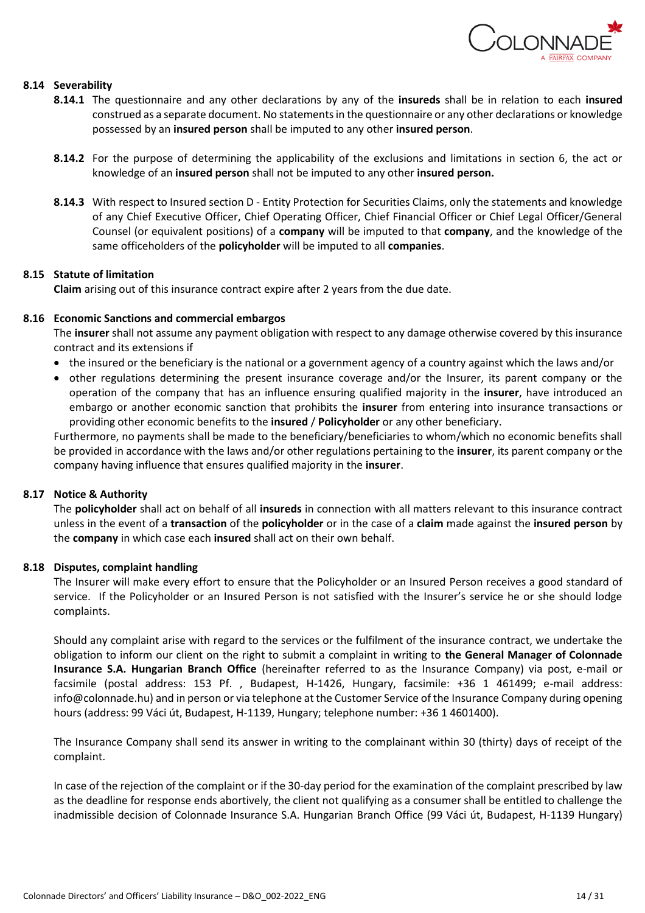### 8.14 Severability

**8.14.1** The questionnaire and any other declarations by any of the **insureds** shall be in relation to each **insured** construed as a separate document. No statements in the questionnaire or any other declarations or knowledge possessed by an **insured person** shall be imputed to any other **insured person**.

**8.14.2** For the purpose of determining the applicability of the exclusions and limitations in section 6, the act or knowledge of an **insured person** shall not be imputed to any other **insured person.**

**8.14.3** With respect to Insured section D - Entity Protection for Securities Claims, only the statements and knowledge of any Chief Executive Officer, Chief Operating Officer, Chief Financial Officer or Chief Legal Officer/General Counsel (or equivalent positions) of a **company** will be imputed to that **company**, and the knowledge of the same officeholders of the **policyholder** will be imputed to all **companies**.

### 8.15 Statute of limitation

**Claim** arising out of this insurance contract expire after 2 years from the due date.

### 8.16 Economic Sanctions and commercial embargos

The **insurer** shall not assume any payment obligation with respect to any damage otherwise covered by this insurance contract and its extensions if

- the insured or the beneficiary is the national or a government agency of a country against which the laws and/or
- other regulations determining the present insurance coverage and/or the Insurer, its parent company or the operation of the company that has an influence ensuring qualified majority in the **insurer**, have introduced an embargo or another economic sanction that prohibits the **insurer** from entering into insurance transactions or providing other economic benefits to the **insured** / **Policyholder** or any other beneficiary.

Furthermore, no payments shall be made to the beneficiary/beneficiaries to whom/which no economic benefits shall be provided in accordance with the laws and/or other regulations pertaining to the **insurer**, its parent company or the company having influence that ensures qualified majority in the **insurer**.

### 8.17 Notice & Authority

The **policyholder** shall act on behalf of all **insureds** in connection with all matters relevant to this insurance contract unless in the event of a **transaction** of the **policyholder** or in the case of a **claim** made against the **insured person** by the **company** in which case each **insured** shall act on their own behalf.

### 8.18 Disputes, complaint handling

The Insurer will make every effort to ensure that the Policyholder or an Insured Person receives a good standard of service. If the Policyholder or an Insured Person is not satisfied with the Insurer's service he or she should lodge complaints.

Should any complaint arise with regard to the services or the fulfilment of the insurance contract, we undertake the obligation to inform our client on the right to submit a complaint in writing to **the General Manager of Colonnade Insurance S.A. Hungarian Branch Office** (hereinafter referred to as the Insurance Company) via post, e-mail or facsimile (postal address: 153 Pf. , Budapest, H-1426, Hungary, facsimile: +36 1 461499; e-mail address: info@colonnade.hu) and in person or via telephone at the Customer Service of the Insurance Company during opening hours (address: 99 Váci út, Budapest, H-1139, Hungary; telephone number: +36 1 4601400).

The Insurance Company shall send its answer in writing to the complainant within 30 (thirty) days of receipt of the complaint.

In case of the rejection of the complaint or if the 30-day period for the examination of the complaint prescribed by law as the deadline for response ends abortively, the client not qualifying as a consumer shall be entitled to challenge the inadmissible decision of Colonnade Insurance S.A. Hungarian Branch Office (99 Váci út, Budapest, H-1139 Hungary)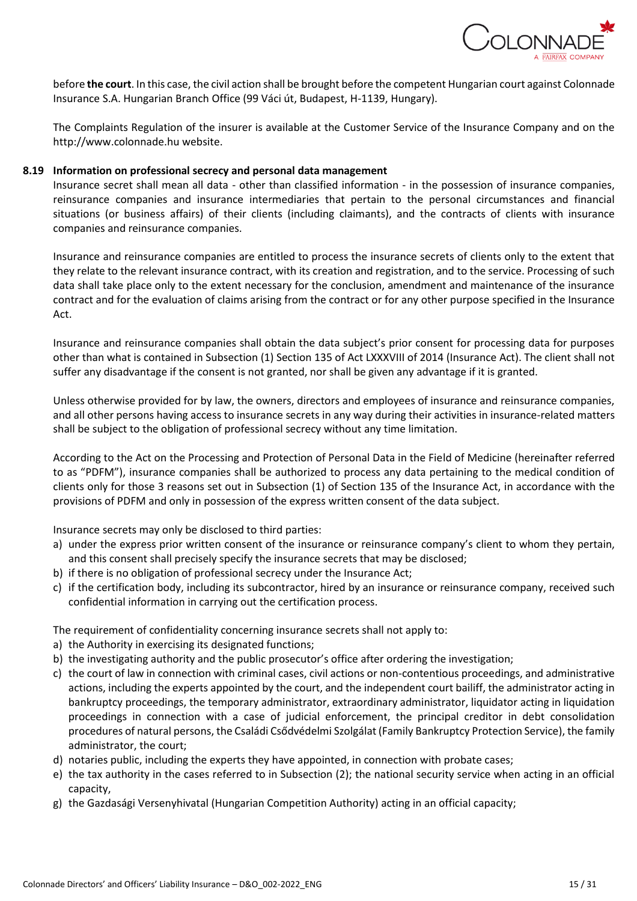before **the court**. In this case, the civil action shall be brought before the competent Hungarian court against Colonnade Insurance S.A. Hungarian Branch Office (99 Váci út, Budapest, H-1139, Hungary).

The Complaints Regulation of the insurer is available at the Customer Service of the Insurance Company and on the http://www.colonnade.hu website.

### 8.19 Information on professional secrecy and personal data management

Insurance secret shall mean all data - other than classified information - in the possession of insurance companies, reinsurance companies and insurance intermediaries that pertain to the personal circumstances and financial situations (or business affairs) of their clients (including claimants), and the contracts of clients with insurance companies and reinsurance companies.

Insurance and reinsurance companies are entitled to process the insurance secrets of clients only to the extent that they relate to the relevant insurance contract, with its creation and registration, and to the service. Processing of such data shall take place only to the extent necessary for the conclusion, amendment and maintenance of the insurance contract and for the evaluation of claims arising from the contract or for any other purpose specified in the Insurance Act.

Insurance and reinsurance companies shall obtain the data subject's prior consent for processing data for purposes other than what is contained in Subsection (1) Section 135 of Act LXXXVIII of 2014 (Insurance Act). The client shall not suffer any disadvantage if the consent is not granted, nor shall be given any advantage if it is granted.

Unless otherwise provided for by law, the owners, directors and employees of insurance and reinsurance companies, and all other persons having access to insurance secrets in any way during their activities in insurance-related matters shall be subject to the obligation of professional secrecy without any time limitation.

According to the Act on the Processing and Protection of Personal Data in the Field of Medicine (hereinafter referred to as "PDFM"), insurance companies shall be authorized to process any data pertaining to the medical condition of clients only for those 3 reasons set out in Subsection (1) of Section 135 of the Insurance Act, in accordance with the provisions of PDFM and only in possession of the express written consent of the data subject.

Insurance secrets may only be disclosed to third parties:

a) under the express prior written consent of the insurance or reinsurance company's client to whom they pertain, and this consent shall precisely specify the insurance secrets that may be disclosed;
b) if there is no obligation of professional secrecy under the Insurance Act;
c) if the certification body, including its subcontractor, hired by an insurance or reinsurance company, received such confidential information in carrying out the certification process.

The requirement of confidentiality concerning insurance secrets shall not apply to:

a) the Authority in exercising its designated functions;
b) the investigating authority and the public prosecutor's office after ordering the investigation;
c) the court of law in connection with criminal cases, civil actions or non-contentious proceedings, and administrative actions, including the experts appointed by the court, and the independent court bailiff, the administrator acting in bankruptcy proceedings, the temporary administrator, extraordinary administrator, liquidator acting in liquidation proceedings in connection with a case of judicial enforcement, the principal creditor in debt consolidation procedures of natural persons, the Családi Csődvédelmi Szolgálat (Family Bankruptcy Protection Service), the family administrator, the court;
d) notaries public, including the experts they have appointed, in connection with probate cases;
e) the tax authority in the cases referred to in Subsection (2); the national security service when acting in an official capacity,
g) the Gazdasági Versenyhivatal (Hungarian Competition Authority) acting in an official capacity;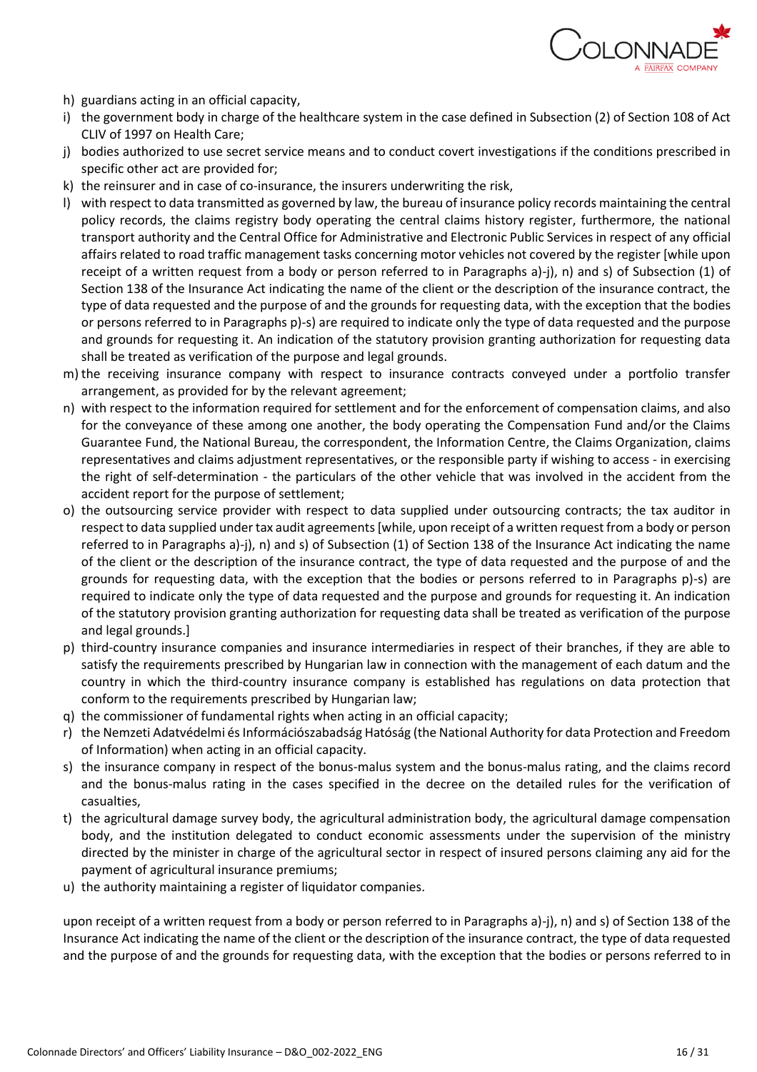h) guardians acting in an official capacity,
i) the government body in charge of the healthcare system in the case defined in Subsection (2) of Section 108 of Act CLIV of 1997 on Health Care;
j) bodies authorized to use secret service means and to conduct covert investigations if the conditions prescribed in specific other act are provided for;
k) the reinsurer and in case of co-insurance, the insurers underwriting the risk,
l) with respect to data transmitted as governed by law, the bureau of insurance policy records maintaining the central policy records, the claims registry body operating the central claims history register, furthermore, the national transport authority and the Central Office for Administrative and Electronic Public Services in respect of any official affairs related to road traffic management tasks concerning motor vehicles not covered by the register [while upon receipt of a written request from a body or person referred to in Paragraphs a)-j), n) and s) of Subsection (1) of Section 138 of the Insurance Act indicating the name of the client or the description of the insurance contract, the type of data requested and the purpose of and the grounds for requesting data, with the exception that the bodies or persons referred to in Paragraphs p)-s) are required to indicate only the type of data requested and the purpose and grounds for requesting it. An indication of the statutory provision granting authorization for requesting data shall be treated as verification of the purpose and legal grounds.
m) the receiving insurance company with respect to insurance contracts conveyed under a portfolio transfer arrangement, as provided for by the relevant agreement;
n) with respect to the information required for settlement and for the enforcement of compensation claims, and also for the conveyance of these among one another, the body operating the Compensation Fund and/or the Claims Guarantee Fund, the National Bureau, the correspondent, the Information Centre, the Claims Organization, claims representatives and claims adjustment representatives, or the responsible party if wishing to access - in exercising the right of self-determination - the particulars of the other vehicle that was involved in the accident from the accident report for the purpose of settlement;
o) the outsourcing service provider with respect to data supplied under outsourcing contracts; the tax auditor in respect to data supplied under tax audit agreements [while, upon receipt of a written request from a body or person referred to in Paragraphs a)-j), n) and s) of Subsection (1) of Section 138 of the Insurance Act indicating the name of the client or the description of the insurance contract, the type of data requested and the purpose of and the grounds for requesting data, with the exception that the bodies or persons referred to in Paragraphs p)-s) are required to indicate only the type of data requested and the purpose and grounds for requesting it. An indication of the statutory provision granting authorization for requesting data shall be treated as verification of the purpose and legal grounds.]
p) third-country insurance companies and insurance intermediaries in respect of their branches, if they are able to satisfy the requirements prescribed by Hungarian law in connection with the management of each datum and the country in which the third-country insurance company is established has regulations on data protection that conform to the requirements prescribed by Hungarian law;
q) the commissioner of fundamental rights when acting in an official capacity;
r) the Nemzeti Adatvédelmi és Információszabadság Hatóság (the National Authority for data Protection and Freedom of Information) when acting in an official capacity.
s) the insurance company in respect of the bonus-malus system and the bonus-malus rating, and the claims record and the bonus-malus rating in the cases specified in the decree on the detailed rules for the verification of casualties,
t) the agricultural damage survey body, the agricultural administration body, the agricultural damage compensation body, and the institution delegated to conduct economic assessments under the supervision of the ministry directed by the minister in charge of the agricultural sector in respect of insured persons claiming any aid for the payment of agricultural insurance premiums;
u) the authority maintaining a register of liquidator companies.

upon receipt of a written request from a body or person referred to in Paragraphs a)-j), n) and s) of Section 138 of the Insurance Act indicating the name of the client or the description of the insurance contract, the type of data requested and the purpose of and the grounds for requesting data, with the exception that the bodies or persons referred to in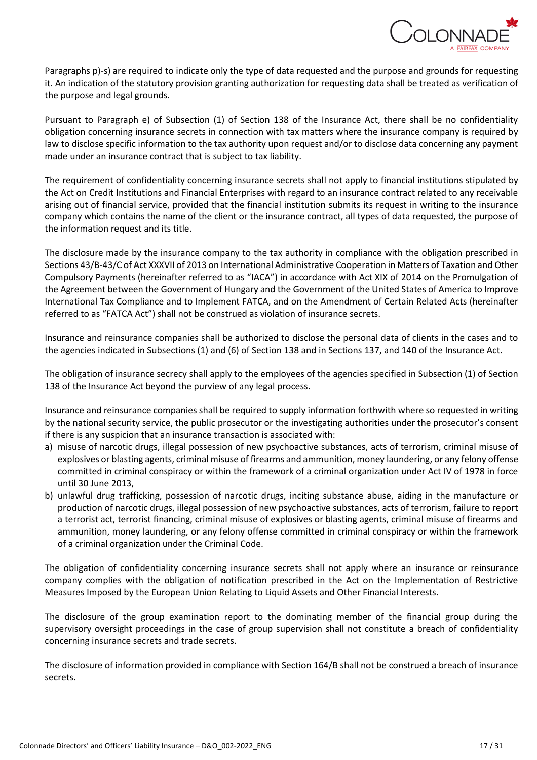Paragraphs p)-s) are required to indicate only the type of data requested and the purpose and grounds for requesting it. An indication of the statutory provision granting authorization for requesting data shall be treated as verification of the purpose and legal grounds.

Pursuant to Paragraph e) of Subsection (1) of Section 138 of the Insurance Act, there shall be no confidentiality obligation concerning insurance secrets in connection with tax matters where the insurance company is required by law to disclose specific information to the tax authority upon request and/or to disclose data concerning any payment made under an insurance contract that is subject to tax liability.

The requirement of confidentiality concerning insurance secrets shall not apply to financial institutions stipulated by the Act on Credit Institutions and Financial Enterprises with regard to an insurance contract related to any receivable arising out of financial service, provided that the financial institution submits its request in writing to the insurance company which contains the name of the client or the insurance contract, all types of data requested, the purpose of the information request and its title.

The disclosure made by the insurance company to the tax authority in compliance with the obligation prescribed in Sections 43/B-43/C of Act XXXVII of 2013 on International Administrative Cooperation in Matters of Taxation and Other Compulsory Payments (hereinafter referred to as "IACA") in accordance with Act XIX of 2014 on the Promulgation of the Agreement between the Government of Hungary and the Government of the United States of America to Improve International Tax Compliance and to Implement FATCA, and on the Amendment of Certain Related Acts (hereinafter referred to as "FATCA Act") shall not be construed as violation of insurance secrets.

Insurance and reinsurance companies shall be authorized to disclose the personal data of clients in the cases and to the agencies indicated in Subsections (1) and (6) of Section 138 and in Sections 137, and 140 of the Insurance Act.

The obligation of insurance secrecy shall apply to the employees of the agencies specified in Subsection (1) of Section 138 of the Insurance Act beyond the purview of any legal process.

Insurance and reinsurance companies shall be required to supply information forthwith where so requested in writing by the national security service, the public prosecutor or the investigating authorities under the prosecutor's consent if there is any suspicion that an insurance transaction is associated with:

a) misuse of narcotic drugs, illegal possession of new psychoactive substances, acts of terrorism, criminal misuse of explosives or blasting agents, criminal misuse of firearms and ammunition, money laundering, or any felony offense committed in criminal conspiracy or within the framework of a criminal organization under Act IV of 1978 in force until 30 June 2013,
b) unlawful drug trafficking, possession of narcotic drugs, inciting substance abuse, aiding in the manufacture or production of narcotic drugs, illegal possession of new psychoactive substances, acts of terrorism, failure to report a terrorist act, terrorist financing, criminal misuse of explosives or blasting agents, criminal misuse of firearms and ammunition, money laundering, or any felony offense committed in criminal conspiracy or within the framework of a criminal organization under the Criminal Code.

The obligation of confidentiality concerning insurance secrets shall not apply where an insurance or reinsurance company complies with the obligation of notification prescribed in the Act on the Implementation of Restrictive Measures Imposed by the European Union Relating to Liquid Assets and Other Financial Interests.

The disclosure of the group examination report to the dominating member of the financial group during the supervisory oversight proceedings in the case of group supervision shall not constitute a breach of confidentiality concerning insurance secrets and trade secrets.

The disclosure of information provided in compliance with Section 164/B shall not be construed a breach of insurance secrets.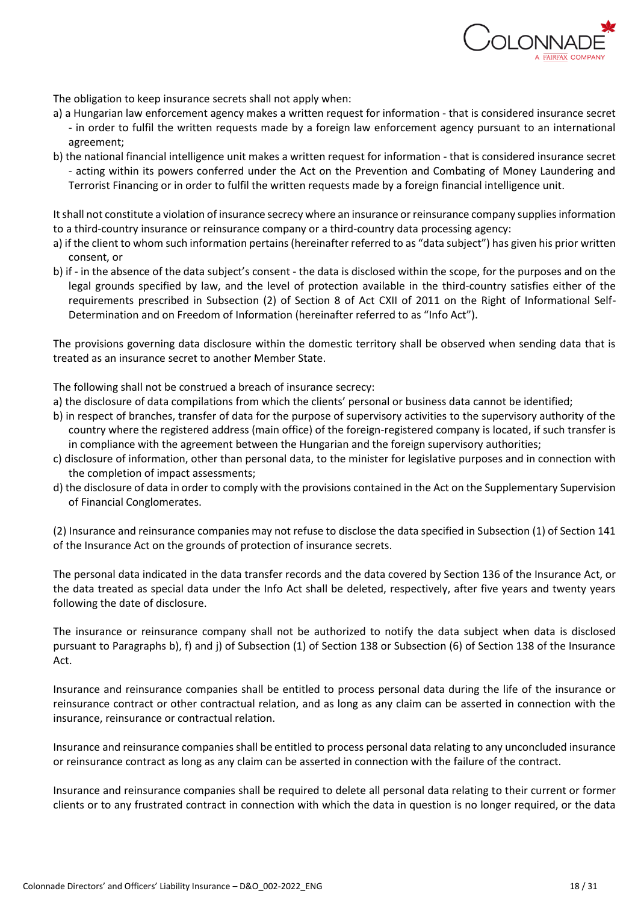The obligation to keep insurance secrets shall not apply when:

a) a Hungarian law enforcement agency makes a written request for information - that is considered insurance secret - in order to fulfil the written requests made by a foreign law enforcement agency pursuant to an international agreement;

b) the national financial intelligence unit makes a written request for information - that is considered insurance secret - acting within its powers conferred under the Act on the Prevention and Combating of Money Laundering and Terrorist Financing or in order to fulfil the written requests made by a foreign financial intelligence unit.

It shall not constitute a violation of insurance secrecy where an insurance or reinsurance company supplies information to a third-country insurance or reinsurance company or a third-country data processing agency:

a) if the client to whom such information pertains (hereinafter referred to as "data subject") has given his prior written consent, or

b) if - in the absence of the data subject's consent - the data is disclosed within the scope, for the purposes and on the legal grounds specified by law, and the level of protection available in the third-country satisfies either of the requirements prescribed in Subsection (2) of Section 8 of Act CXII of 2011 on the Right of Informational Self-Determination and on Freedom of Information (hereinafter referred to as "Info Act").

The provisions governing data disclosure within the domestic territory shall be observed when sending data that is treated as an insurance secret to another Member State.

The following shall not be construed a breach of insurance secrecy:

a) the disclosure of data compilations from which the clients' personal or business data cannot be identified;

b) in respect of branches, transfer of data for the purpose of supervisory activities to the supervisory authority of the country where the registered address (main office) of the foreign-registered company is located, if such transfer is in compliance with the agreement between the Hungarian and the foreign supervisory authorities;

c) disclosure of information, other than personal data, to the minister for legislative purposes and in connection with the completion of impact assessments;

d) the disclosure of data in order to comply with the provisions contained in the Act on the Supplementary Supervision of Financial Conglomerates.

(2) Insurance and reinsurance companies may not refuse to disclose the data specified in Subsection (1) of Section 141 of the Insurance Act on the grounds of protection of insurance secrets.

The personal data indicated in the data transfer records and the data covered by Section 136 of the Insurance Act, or the data treated as special data under the Info Act shall be deleted, respectively, after five years and twenty years following the date of disclosure.

The insurance or reinsurance company shall not be authorized to notify the data subject when data is disclosed pursuant to Paragraphs b), f) and j) of Subsection (1) of Section 138 or Subsection (6) of Section 138 of the Insurance Act.

Insurance and reinsurance companies shall be entitled to process personal data during the life of the insurance or reinsurance contract or other contractual relation, and as long as any claim can be asserted in connection with the insurance, reinsurance or contractual relation.

Insurance and reinsurance companies shall be entitled to process personal data relating to any unconcluded insurance or reinsurance contract as long as any claim can be asserted in connection with the failure of the contract.

Insurance and reinsurance companies shall be required to delete all personal data relating to their current or former clients or to any frustrated contract in connection with which the data in question is no longer required, or the data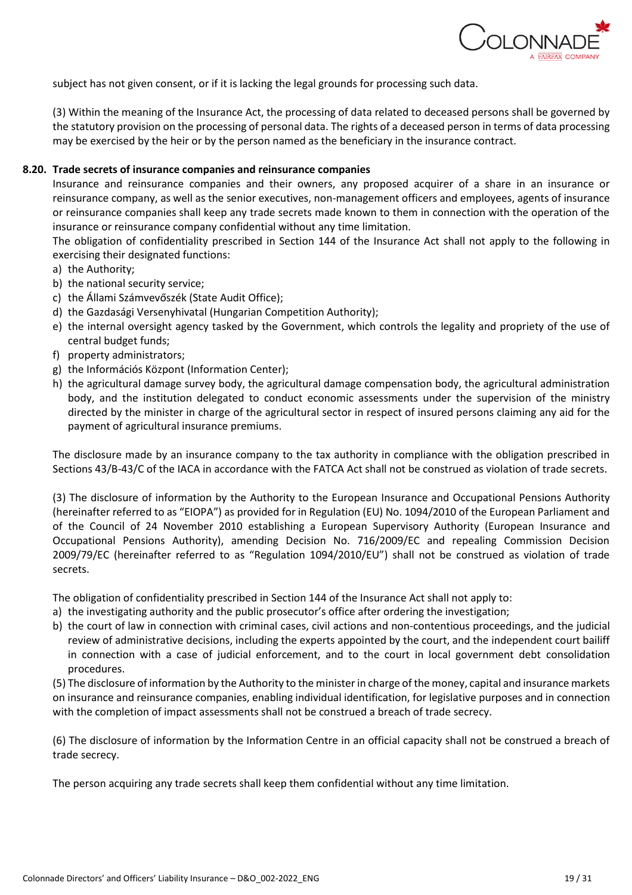subject has not given consent, or if it is lacking the legal grounds for processing such data.

(3) Within the meaning of the Insurance Act, the processing of data related to deceased persons shall be governed by the statutory provision on the processing of personal data. The rights of a deceased person in terms of data processing may be exercised by the heir or by the person named as the beneficiary in the insurance contract.

### 8.20. Trade secrets of insurance companies and reinsurance companies

Insurance and reinsurance companies and their owners, any proposed acquirer of a share in an insurance or reinsurance company, as well as the senior executives, non-management officers and employees, agents of insurance or reinsurance companies shall keep any trade secrets made known to them in connection with the operation of the insurance or reinsurance company confidential without any time limitation.

The obligation of confidentiality prescribed in Section 144 of the Insurance Act shall not apply to the following in exercising their designated functions:

a) the Authority;
b) the national security service;
c) the Állami Számvevőszék (State Audit Office);
d) the Gazdasági Versenyhivatal (Hungarian Competition Authority);
e) the internal oversight agency tasked by the Government, which controls the legality and propriety of the use of central budget funds;
f) property administrators;
g) the Információs Központ (Information Center);
h) the agricultural damage survey body, the agricultural damage compensation body, the agricultural administration body, and the institution delegated to conduct economic assessments under the supervision of the ministry directed by the minister in charge of the agricultural sector in respect of insured persons claiming any aid for the payment of agricultural insurance premiums.

The disclosure made by an insurance company to the tax authority in compliance with the obligation prescribed in Sections 43/B-43/C of the IACA in accordance with the FATCA Act shall not be construed as violation of trade secrets.

(3) The disclosure of information by the Authority to the European Insurance and Occupational Pensions Authority (hereinafter referred to as "EIOPA") as provided for in Regulation (EU) No. 1094/2010 of the European Parliament and of the Council of 24 November 2010 establishing a European Supervisory Authority (European Insurance and Occupational Pensions Authority), amending Decision No. 716/2009/EC and repealing Commission Decision 2009/79/EC (hereinafter referred to as "Regulation 1094/2010/EU") shall not be construed as violation of trade secrets.

The obligation of confidentiality prescribed in Section 144 of the Insurance Act shall not apply to:

a) the investigating authority and the public prosecutor's office after ordering the investigation;
b) the court of law in connection with criminal cases, civil actions and non-contentious proceedings, and the judicial review of administrative decisions, including the experts appointed by the court, and the independent court bailiff in connection with a case of judicial enforcement, and to the court in local government debt consolidation procedures.

(5) The disclosure of information by the Authority to the minister in charge of the money, capital and insurance markets on insurance and reinsurance companies, enabling individual identification, for legislative purposes and in connection with the completion of impact assessments shall not be construed a breach of trade secrecy.

(6) The disclosure of information by the Information Centre in an official capacity shall not be construed a breach of trade secrecy.

The person acquiring any trade secrets shall keep them confidential without any time limitation.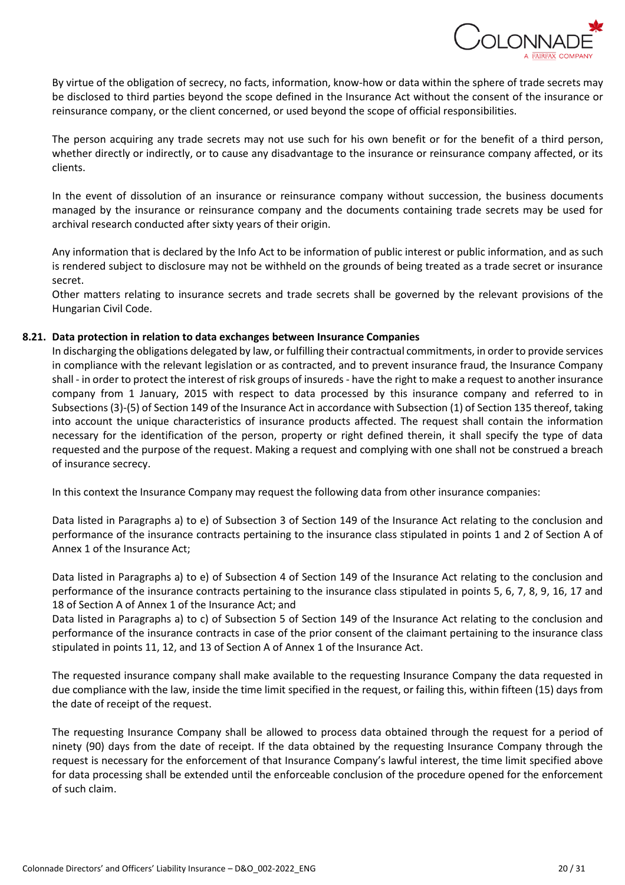By virtue of the obligation of secrecy, no facts, information, know-how or data within the sphere of trade secrets may be disclosed to third parties beyond the scope defined in the Insurance Act without the consent of the insurance or reinsurance company, or the client concerned, or used beyond the scope of official responsibilities.

The person acquiring any trade secrets may not use such for his own benefit or for the benefit of a third person, whether directly or indirectly, or to cause any disadvantage to the insurance or reinsurance company affected, or its clients.

In the event of dissolution of an insurance or reinsurance company without succession, the business documents managed by the insurance or reinsurance company and the documents containing trade secrets may be used for archival research conducted after sixty years of their origin.

Any information that is declared by the Info Act to be information of public interest or public information, and as such is rendered subject to disclosure may not be withheld on the grounds of being treated as a trade secret or insurance secret.
Other matters relating to insurance secrets and trade secrets shall be governed by the relevant provisions of the Hungarian Civil Code.

### 8.21. Data protection in relation to data exchanges between Insurance Companies

In discharging the obligations delegated by law, or fulfilling their contractual commitments, in order to provide services in compliance with the relevant legislation or as contracted, and to prevent insurance fraud, the Insurance Company shall - in order to protect the interest of risk groups of insureds - have the right to make a request to another insurance company from 1 January, 2015 with respect to data processed by this insurance company and referred to in Subsections (3)-(5) of Section 149 of the Insurance Act in accordance with Subsection (1) of Section 135 thereof, taking into account the unique characteristics of insurance products affected. The request shall contain the information necessary for the identification of the person, property or right defined therein, it shall specify the type of data requested and the purpose of the request. Making a request and complying with one shall not be construed a breach of insurance secrecy.

In this context the Insurance Company may request the following data from other insurance companies:

Data listed in Paragraphs a) to e) of Subsection 3 of Section 149 of the Insurance Act relating to the conclusion and performance of the insurance contracts pertaining to the insurance class stipulated in points 1 and 2 of Section A of Annex 1 of the Insurance Act;

Data listed in Paragraphs a) to e) of Subsection 4 of Section 149 of the Insurance Act relating to the conclusion and performance of the insurance contracts pertaining to the insurance class stipulated in points 5, 6, 7, 8, 9, 16, 17 and 18 of Section A of Annex 1 of the Insurance Act; and
Data listed in Paragraphs a) to c) of Subsection 5 of Section 149 of the Insurance Act relating to the conclusion and performance of the insurance contracts in case of the prior consent of the claimant pertaining to the insurance class stipulated in points 11, 12, and 13 of Section A of Annex 1 of the Insurance Act.

The requested insurance company shall make available to the requesting Insurance Company the data requested in due compliance with the law, inside the time limit specified in the request, or failing this, within fifteen (15) days from the date of receipt of the request.

The requesting Insurance Company shall be allowed to process data obtained through the request for a period of ninety (90) days from the date of receipt. If the data obtained by the requesting Insurance Company through the request is necessary for the enforcement of that Insurance Company's lawful interest, the time limit specified above for data processing shall be extended until the enforceable conclusion of the procedure opened for the enforcement of such claim.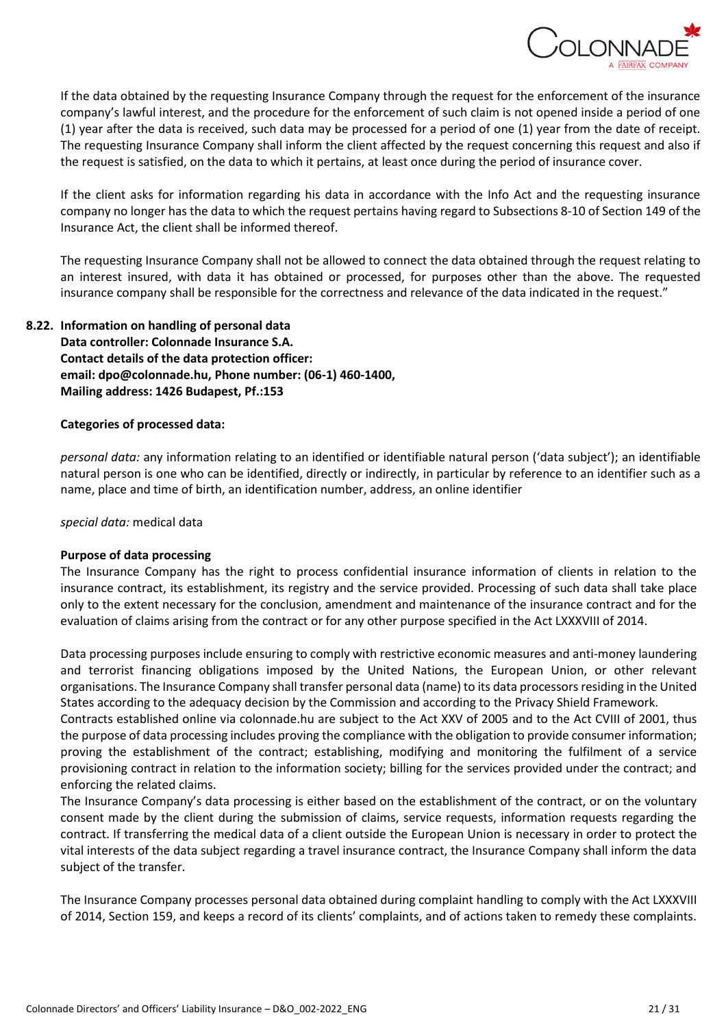If the data obtained by the requesting Insurance Company through the request for the enforcement of the insurance company's lawful interest, and the procedure for the enforcement of such claim is not opened inside a period of one (1) year after the data is received, such data may be processed for a period of one (1) year from the date of receipt. The requesting Insurance Company shall inform the client affected by the request concerning this request and also if the request is satisfied, on the data to which it pertains, at least once during the period of insurance cover.

If the client asks for information regarding his data in accordance with the Info Act and the requesting insurance company no longer has the data to which the request pertains having regard to Subsections 8-10 of Section 149 of the Insurance Act, the client shall be informed thereof.

The requesting Insurance Company shall not be allowed to connect the data obtained through the request relating to an interest insured, with data it has obtained or processed, for purposes other than the above. The requested insurance company shall be responsible for the correctness and relevance of the data indicated in the request."

**8.22. Information on handling of personal data**
**Data controller: Colonnade Insurance S.A.**
**Contact details of the data protection officer:**
**email: dpo@colonnade.hu, Phone number: (06-1) 460-1400,**
**Mailing address: 1426 Budapest, Pf.:153**

**Categories of processed data:**

*personal data:* any information relating to an identified or identifiable natural person ('data subject'); an identifiable natural person is one who can be identified, directly or indirectly, in particular by reference to an identifier such as a name, place and time of birth, an identification number, address, an online identifier

*special data:* medical data

**Purpose of data processing**

The Insurance Company has the right to process confidential insurance information of clients in relation to the insurance contract, its establishment, its registry and the service provided. Processing of such data shall take place only to the extent necessary for the conclusion, amendment and maintenance of the insurance contract and for the evaluation of claims arising from the contract or for any other purpose specified in the Act LXXXVIII of 2014.

Data processing purposes include ensuring to comply with restrictive economic measures and anti-money laundering and terrorist financing obligations imposed by the United Nations, the European Union, or other relevant organisations. The Insurance Company shall transfer personal data (name) to its data processors residing in the United States according to the adequacy decision by the Commission and according to the Privacy Shield Framework.
Contracts established online via colonnade.hu are subject to the Act XXV of 2005 and to the Act CVIII of 2001, thus the purpose of data processing includes proving the compliance with the obligation to provide consumer information; proving the establishment of the contract; establishing, modifying and monitoring the fulfilment of a service provisioning contract in relation to the information society; billing for the services provided under the contract; and enforcing the related claims.
The Insurance Company's data processing is either based on the establishment of the contract, or on the voluntary consent made by the client during the submission of claims, service requests, information requests regarding the contract. If transferring the medical data of a client outside the European Union is necessary in order to protect the vital interests of the data subject regarding a travel insurance contract, the Insurance Company shall inform the data subject of the transfer.

The Insurance Company processes personal data obtained during complaint handling to comply with the Act LXXXVIII of 2014, Section 159, and keeps a record of its clients' complaints, and of actions taken to remedy these complaints.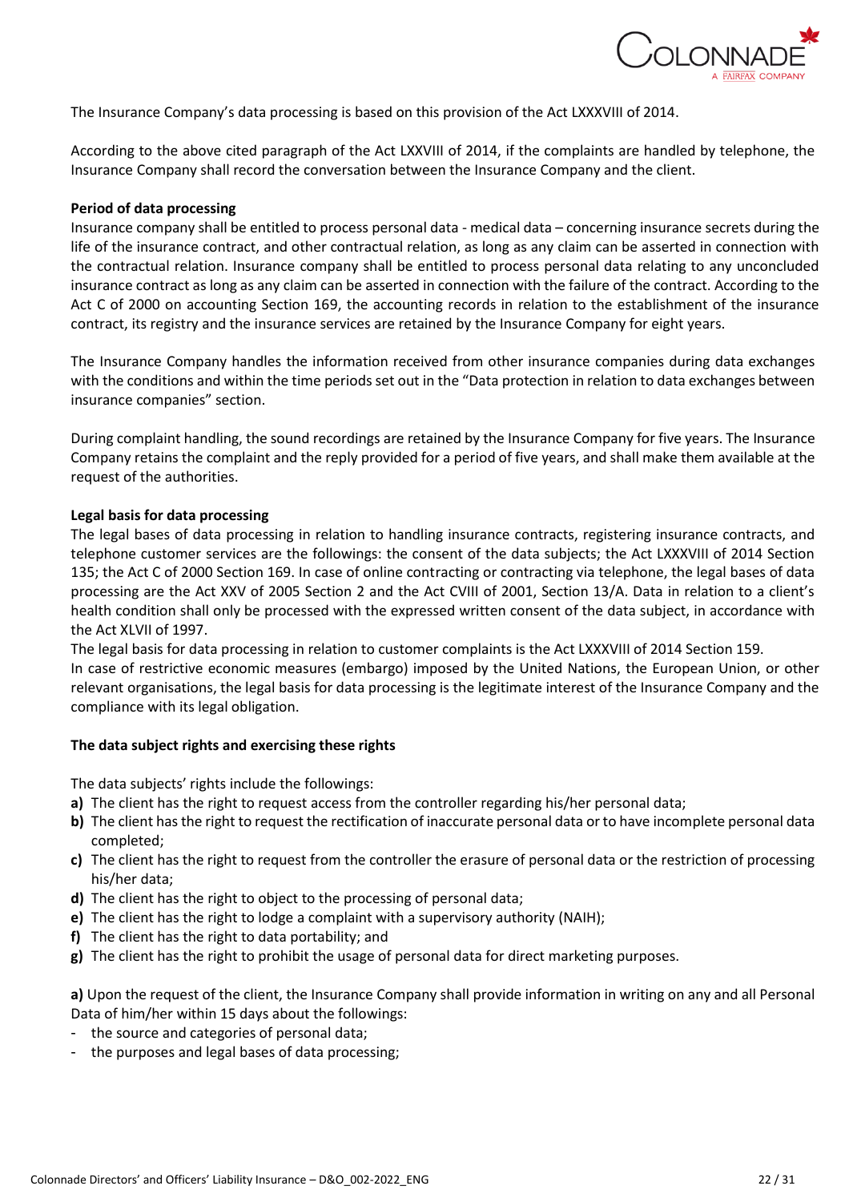The Insurance Company's data processing is based on this provision of the Act LXXXVIII of 2014.

According to the above cited paragraph of the Act LXXVIII of 2014, if the complaints are handled by telephone, the Insurance Company shall record the conversation between the Insurance Company and the client.

**Period of data processing**

Insurance company shall be entitled to process personal data - medical data – concerning insurance secrets during the life of the insurance contract, and other contractual relation, as long as any claim can be asserted in connection with the contractual relation. Insurance company shall be entitled to process personal data relating to any unconcluded insurance contract as long as any claim can be asserted in connection with the failure of the contract. According to the Act C of 2000 on accounting Section 169, the accounting records in relation to the establishment of the insurance contract, its registry and the insurance services are retained by the Insurance Company for eight years.

The Insurance Company handles the information received from other insurance companies during data exchanges with the conditions and within the time periods set out in the "Data protection in relation to data exchanges between insurance companies" section.

During complaint handling, the sound recordings are retained by the Insurance Company for five years. The Insurance Company retains the complaint and the reply provided for a period of five years, and shall make them available at the request of the authorities.

**Legal basis for data processing**

The legal bases of data processing in relation to handling insurance contracts, registering insurance contracts, and telephone customer services are the followings: the consent of the data subjects; the Act LXXXVIII of 2014 Section 135; the Act C of 2000 Section 169. In case of online contracting or contracting via telephone, the legal bases of data processing are the Act XXV of 2005 Section 2 and the Act CVIII of 2001, Section 13/A. Data in relation to a client's health condition shall only be processed with the expressed written consent of the data subject, in accordance with the Act XLVII of 1997.

The legal basis for data processing in relation to customer complaints is the Act LXXXVIII of 2014 Section 159.

In case of restrictive economic measures (embargo) imposed by the United Nations, the European Union, or other relevant organisations, the legal basis for data processing is the legitimate interest of the Insurance Company and the compliance with its legal obligation.

**The data subject rights and exercising these rights**

The data subjects' rights include the followings:

**a)** The client has the right to request access from the controller regarding his/her personal data;
**b)** The client has the right to request the rectification of inaccurate personal data or to have incomplete personal data completed;
**c)** The client has the right to request from the controller the erasure of personal data or the restriction of processing his/her data;
**d)** The client has the right to object to the processing of personal data;
**e)** The client has the right to lodge a complaint with a supervisory authority (NAIH);
**f)** The client has the right to data portability; and
**g)** The client has the right to prohibit the usage of personal data for direct marketing purposes.

**a)** Upon the request of the client, the Insurance Company shall provide information in writing on any and all Personal Data of him/her within 15 days about the followings:

- the source and categories of personal data;
- the purposes and legal bases of data processing;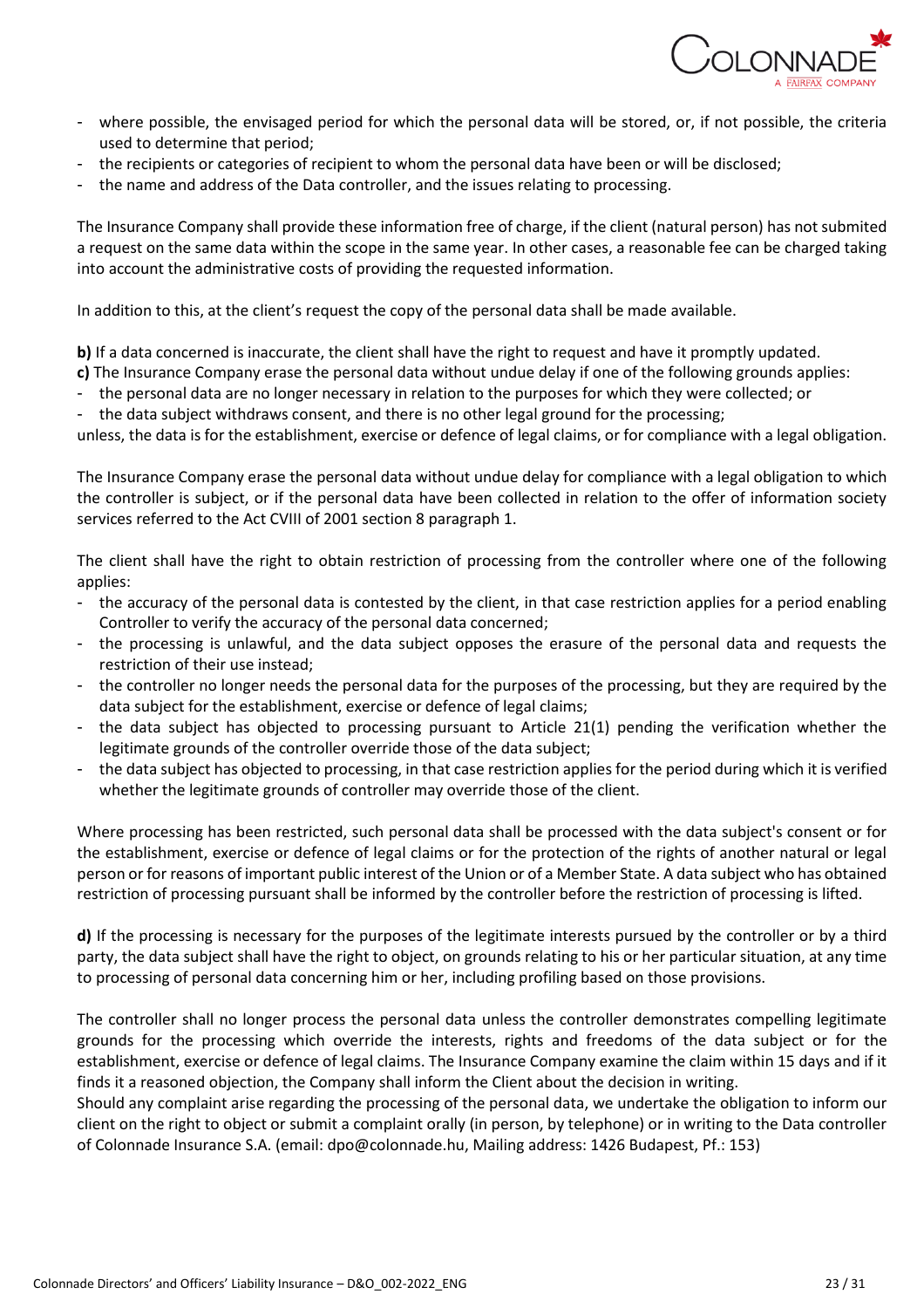- where possible, the envisaged period for which the personal data will be stored, or, if not possible, the criteria used to determine that period;
- the recipients or categories of recipient to whom the personal data have been or will be disclosed;
- the name and address of the Data controller, and the issues relating to processing.

The Insurance Company shall provide these information free of charge, if the client (natural person) has not submited a request on the same data within the scope in the same year. In other cases, a reasonable fee can be charged taking into account the administrative costs of providing the requested information.

In addition to this, at the client's request the copy of the personal data shall be made available.

**b)** If a data concerned is inaccurate, the client shall have the right to request and have it promptly updated.

**c)** The Insurance Company erase the personal data without undue delay if one of the following grounds applies:

- the personal data are no longer necessary in relation to the purposes for which they were collected; or
- the data subject withdraws consent, and there is no other legal ground for the processing;

unless, the data is for the establishment, exercise or defence of legal claims, or for compliance with a legal obligation.

The Insurance Company erase the personal data without undue delay for compliance with a legal obligation to which the controller is subject, or if the personal data have been collected in relation to the offer of information society services referred to the Act CVIII of 2001 section 8 paragraph 1.

The client shall have the right to obtain restriction of processing from the controller where one of the following applies:

- the accuracy of the personal data is contested by the client, in that case restriction applies for a period enabling Controller to verify the accuracy of the personal data concerned;
- the processing is unlawful, and the data subject opposes the erasure of the personal data and requests the restriction of their use instead;
- the controller no longer needs the personal data for the purposes of the processing, but they are required by the data subject for the establishment, exercise or defence of legal claims;
- the data subject has objected to processing pursuant to Article 21(1) pending the verification whether the legitimate grounds of the controller override those of the data subject;
- the data subject has objected to processing, in that case restriction applies for the period during which it is verified whether the legitimate grounds of controller may override those of the client.

Where processing has been restricted, such personal data shall be processed with the data subject's consent or for the establishment, exercise or defence of legal claims or for the protection of the rights of another natural or legal person or for reasons of important public interest of the Union or of a Member State. A data subject who has obtained restriction of processing pursuant shall be informed by the controller before the restriction of processing is lifted.

**d)** If the processing is necessary for the purposes of the legitimate interests pursued by the controller or by a third party, the data subject shall have the right to object, on grounds relating to his or her particular situation, at any time to processing of personal data concerning him or her, including profiling based on those provisions.

The controller shall no longer process the personal data unless the controller demonstrates compelling legitimate grounds for the processing which override the interests, rights and freedoms of the data subject or for the establishment, exercise or defence of legal claims. The Insurance Company examine the claim within 15 days and if it finds it a reasoned objection, the Company shall inform the Client about the decision in writing.
Should any complaint arise regarding the processing of the personal data, we undertake the obligation to inform our client on the right to object or submit a complaint orally (in person, by telephone) or in writing to the Data controller of Colonnade Insurance S.A. (email: dpo@colonnade.hu, Mailing address: 1426 Budapest, Pf.: 153)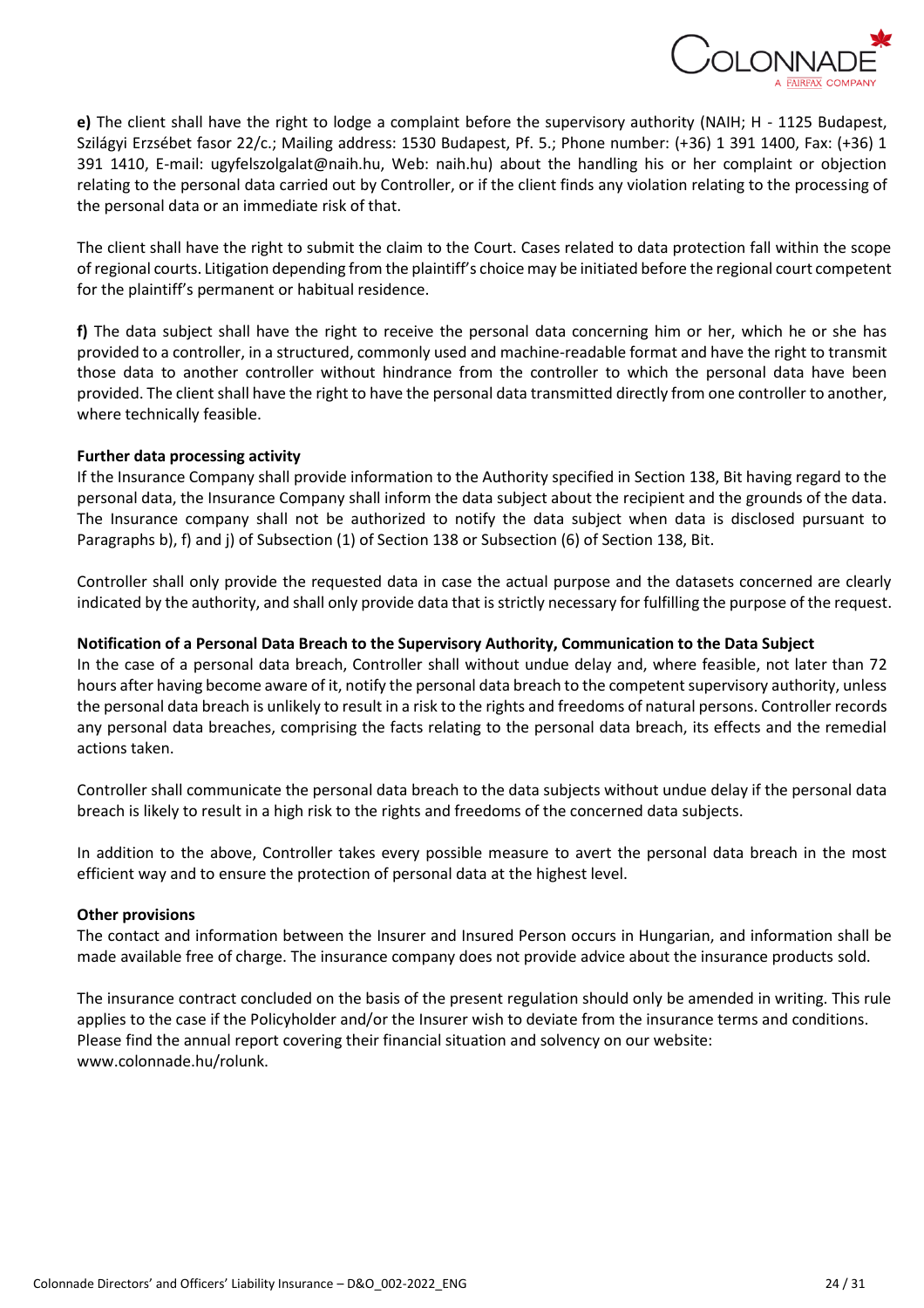**e)** The client shall have the right to lodge a complaint before the supervisory authority (NAIH; H - 1125 Budapest, Szilágyi Erzsébet fasor 22/c.; Mailing address: 1530 Budapest, Pf. 5.; Phone number: (+36) 1 391 1400, Fax: (+36) 1 391 1410, E-mail: ugyfelszolgalat@naih.hu, Web: naih.hu) about the handling his or her complaint or objection relating to the personal data carried out by Controller, or if the client finds any violation relating to the processing of the personal data or an immediate risk of that.

The client shall have the right to submit the claim to the Court. Cases related to data protection fall within the scope of regional courts. Litigation depending from the plaintiff's choice may be initiated before the regional court competent for the plaintiff's permanent or habitual residence.

**f)** The data subject shall have the right to receive the personal data concerning him or her, which he or she has provided to a controller, in a structured, commonly used and machine-readable format and have the right to transmit those data to another controller without hindrance from the controller to which the personal data have been provided. The client shall have the right to have the personal data transmitted directly from one controller to another, where technically feasible.

**Further data processing activity**

If the Insurance Company shall provide information to the Authority specified in Section 138, Bit having regard to the personal data, the Insurance Company shall inform the data subject about the recipient and the grounds of the data. The Insurance company shall not be authorized to notify the data subject when data is disclosed pursuant to Paragraphs b), f) and j) of Subsection (1) of Section 138 or Subsection (6) of Section 138, Bit.

Controller shall only provide the requested data in case the actual purpose and the datasets concerned are clearly indicated by the authority, and shall only provide data that is strictly necessary for fulfilling the purpose of the request.

**Notification of a Personal Data Breach to the Supervisory Authority, Communication to the Data Subject**

In the case of a personal data breach, Controller shall without undue delay and, where feasible, not later than 72 hours after having become aware of it, notify the personal data breach to the competent supervisory authority, unless the personal data breach is unlikely to result in a risk to the rights and freedoms of natural persons. Controller records any personal data breaches, comprising the facts relating to the personal data breach, its effects and the remedial actions taken.

Controller shall communicate the personal data breach to the data subjects without undue delay if the personal data breach is likely to result in a high risk to the rights and freedoms of the concerned data subjects.

In addition to the above, Controller takes every possible measure to avert the personal data breach in the most efficient way and to ensure the protection of personal data at the highest level.

**Other provisions**

The contact and information between the Insurer and Insured Person occurs in Hungarian, and information shall be made available free of charge. The insurance company does not provide advice about the insurance products sold.

The insurance contract concluded on the basis of the present regulation should only be amended in writing. This rule applies to the case if the Policyholder and/or the Insurer wish to deviate from the insurance terms and conditions. Please find the annual report covering their financial situation and solvency on our website: www.colonnade.hu/rolunk.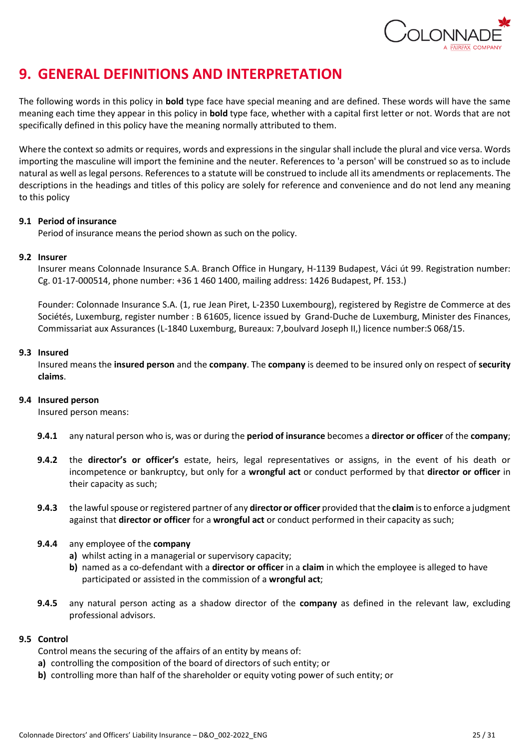# 9. GENERAL DEFINITIONS AND INTERPRETATION

The following words in this policy in **bold** type face have special meaning and are defined. These words will have the same meaning each time they appear in this policy in **bold** type face, whether with a capital first letter or not. Words that are not specifically defined in this policy have the meaning normally attributed to them.

Where the context so admits or requires, words and expressions in the singular shall include the plural and vice versa. Words importing the masculine will import the feminine and the neuter. References to 'a person' will be construed so as to include natural as well as legal persons. References to a statute will be construed to include all its amendments or replacements. The descriptions in the headings and titles of this policy are solely for reference and convenience and do not lend any meaning to this policy

### 9.1 Period of insurance

Period of insurance means the period shown as such on the policy.

### 9.2 Insurer

Insurer means Colonnade Insurance S.A. Branch Office in Hungary, H-1139 Budapest, Váci út 99. Registration number: Cg. 01-17-000514, phone number: +36 1 460 1400, mailing address: 1426 Budapest, Pf. 153.)

Founder: Colonnade Insurance S.A. (1, rue Jean Piret, L-2350 Luxembourg), registered by Registre de Commerce at des Sociétés, Luxemburg, register number : B 61605, licence issued by Grand-Duche de Luxemburg, Minister des Finances, Commissariat aux Assurances (L-1840 Luxemburg, Bureaux: 7,boulvard Joseph II,) licence number:S 068/15.

### 9.3 Insured

Insured means the **insured person** and the **company**. The **company** is deemed to be insured only on respect of **security claims**.

### 9.4 Insured person

Insured person means:

**9.4.1** any natural person who is, was or during the **period of insurance** becomes a **director or officer** of the **company**;

**9.4.2** the **director's or officer's** estate, heirs, legal representatives or assigns, in the event of his death or incompetence or bankruptcy, but only for a **wrongful act** or conduct performed by that **director or officer** in their capacity as such;

**9.4.3** the lawful spouse or registered partner of any **director or officer** provided that the **claim** is to enforce a judgment against that **director or officer** for a **wrongful act** or conduct performed in their capacity as such;

**9.4.4** any employee of the **company**

- **a)** whilst acting in a managerial or supervisory capacity;
- **b)** named as a co-defendant with a **director or officer** in a **claim** in which the employee is alleged to have participated or assisted in the commission of a **wrongful act**;

**9.4.5** any natural person acting as a shadow director of the **company** as defined in the relevant law, excluding professional advisors.

### 9.5 Control

Control means the securing of the affairs of an entity by means of:

- **a)** controlling the composition of the board of directors of such entity; or
- **b)** controlling more than half of the shareholder or equity voting power of such entity; or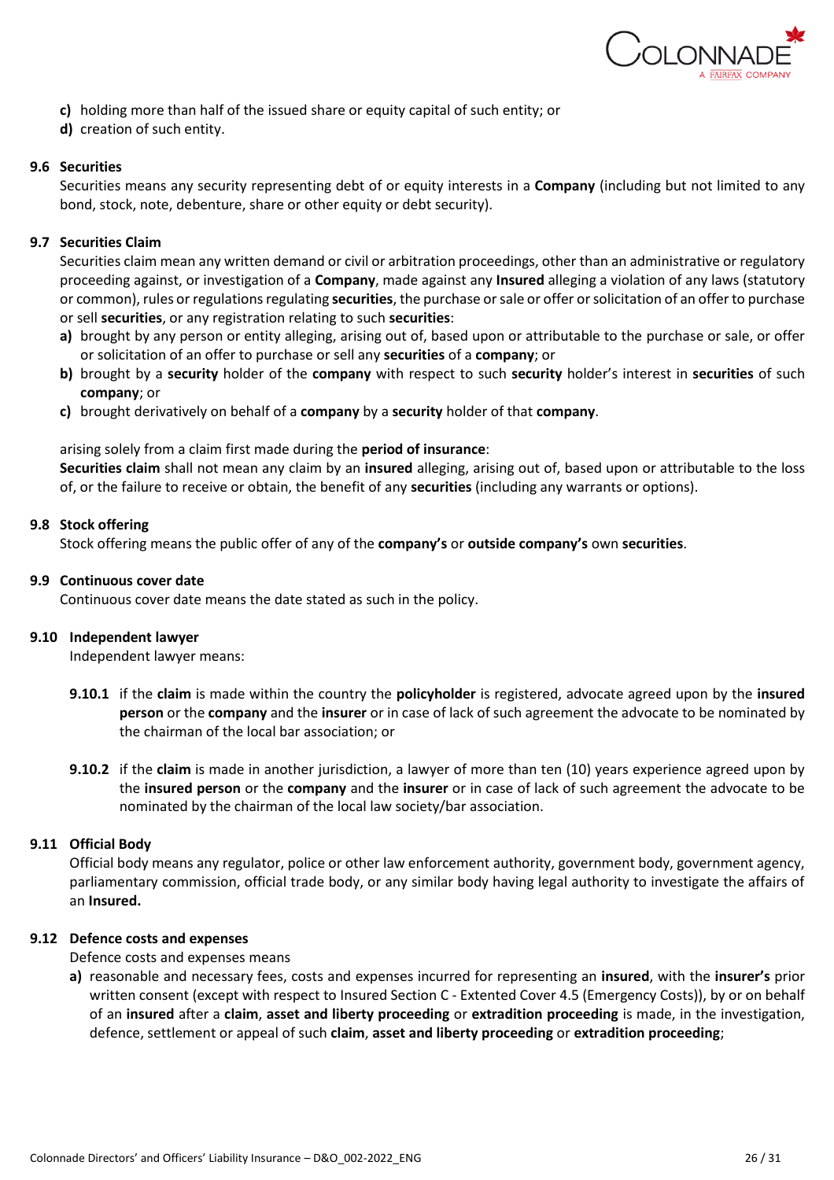**c)** holding more than half of the issued share or equity capital of such entity; or
**d)** creation of such entity.

### 9.6 Securities

Securities means any security representing debt of or equity interests in a **Company** (including but not limited to any bond, stock, note, debenture, share or other equity or debt security).

### 9.7 Securities Claim

Securities claim mean any written demand or civil or arbitration proceedings, other than an administrative or regulatory proceeding against, or investigation of a **Company**, made against any **Insured** alleging a violation of any laws (statutory or common), rules or regulations regulating **securities**, the purchase or sale or offer or solicitation of an offer to purchase or sell **securities**, or any registration relating to such **securities**:

**a)** brought by any person or entity alleging, arising out of, based upon or attributable to the purchase or sale, or offer or solicitation of an offer to purchase or sell any **securities** of a **company**; or
**b)** brought by a **security** holder of the **company** with respect to such **security** holder's interest in **securities** of such **company**; or
**c)** brought derivatively on behalf of a **company** by a **security** holder of that **company**.

arising solely from a claim first made during the **period of insurance**:
**Securities claim** shall not mean any claim by an **insured** alleging, arising out of, based upon or attributable to the loss of, or the failure to receive or obtain, the benefit of any **securities** (including any warrants or options).

### 9.8 Stock offering

Stock offering means the public offer of any of the **company's** or **outside company's** own **securities**.

### 9.9 Continuous cover date

Continuous cover date means the date stated as such in the policy.

### 9.10 Independent lawyer

Independent lawyer means:

**9.10.1** if the **claim** is made within the country the **policyholder** is registered, advocate agreed upon by the **insured person** or the **company** and the **insurer** or in case of lack of such agreement the advocate to be nominated by the chairman of the local bar association; or

**9.10.2** if the **claim** is made in another jurisdiction, a lawyer of more than ten (10) years experience agreed upon by the **insured person** or the **company** and the **insurer** or in case of lack of such agreement the advocate to be nominated by the chairman of the local law society/bar association.

### 9.11 Official Body

Official body means any regulator, police or other law enforcement authority, government body, government agency, parliamentary commission, official trade body, or any similar body having legal authority to investigate the affairs of an **Insured.**

### 9.12 Defence costs and expenses

Defence costs and expenses means

**a)** reasonable and necessary fees, costs and expenses incurred for representing an **insured**, with the **insurer's** prior written consent (except with respect to Insured Section C - Extented Cover 4.5 (Emergency Costs)), by or on behalf of an **insured** after a **claim**, **asset and liberty proceeding** or **extradition proceeding** is made, in the investigation, defence, settlement or appeal of such **claim**, **asset and liberty proceeding** or **extradition proceeding**;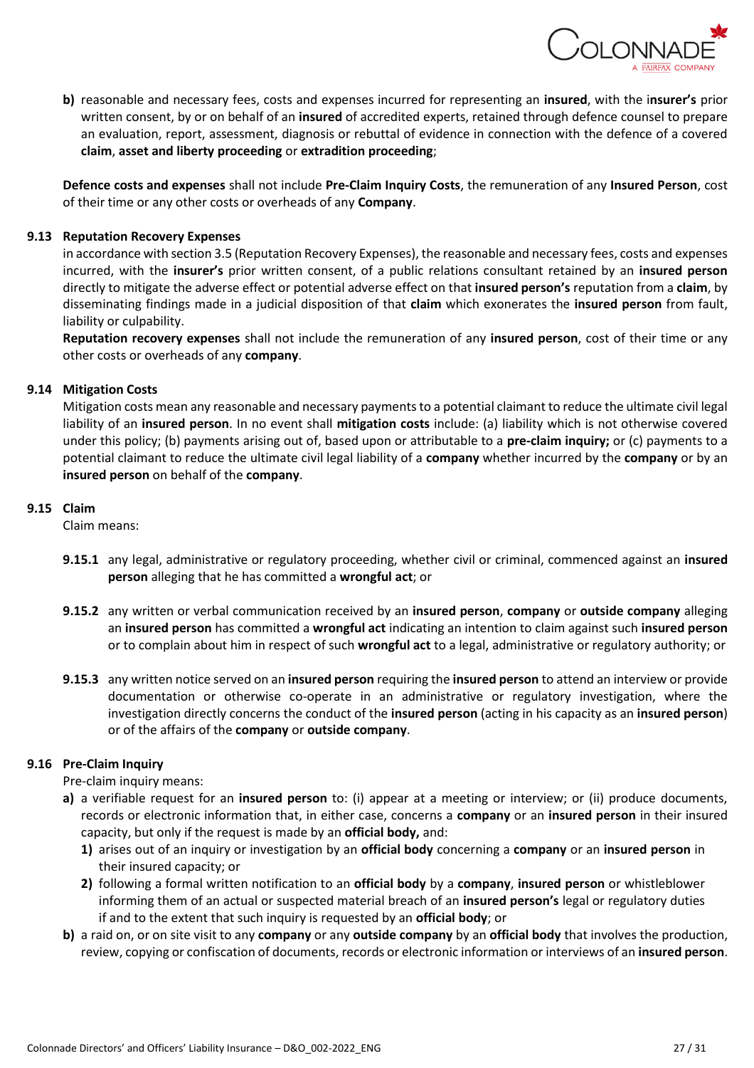**b)** reasonable and necessary fees, costs and expenses incurred for representing an **insured**, with the i**nsurer's** prior written consent, by or on behalf of an **insured** of accredited experts, retained through defence counsel to prepare an evaluation, report, assessment, diagnosis or rebuttal of evidence in connection with the defence of a covered **claim**, **asset and liberty proceeding** or **extradition proceeding**;

**Defence costs and expenses** shall not include **Pre-Claim Inquiry Costs**, the remuneration of any **Insured Person**, cost of their time or any other costs or overheads of any **Company**.

### 9.13 Reputation Recovery Expenses

in accordance with section 3.5 (Reputation Recovery Expenses), the reasonable and necessary fees, costs and expenses incurred, with the **insurer's** prior written consent, of a public relations consultant retained by an **insured person** directly to mitigate the adverse effect or potential adverse effect on that **insured person's** reputation from a **claim**, by disseminating findings made in a judicial disposition of that **claim** which exonerates the **insured person** from fault, liability or culpability.

**Reputation recovery expenses** shall not include the remuneration of any **insured person**, cost of their time or any other costs or overheads of any **company**.

### 9.14 Mitigation Costs

Mitigation costs mean any reasonable and necessary payments to a potential claimant to reduce the ultimate civil legal liability of an **insured person**. In no event shall **mitigation costs** include: (a) liability which is not otherwise covered under this policy; (b) payments arising out of, based upon or attributable to a **pre-claim inquiry;** or (c) payments to a potential claimant to reduce the ultimate civil legal liability of a **company** whether incurred by the **company** or by an **insured person** on behalf of the **company**.

### 9.15 Claim

Claim means:

**9.15.1** any legal, administrative or regulatory proceeding, whether civil or criminal, commenced against an **insured person** alleging that he has committed a **wrongful act**; or

**9.15.2** any written or verbal communication received by an **insured person**, **company** or **outside company** alleging an **insured person** has committed a **wrongful act** indicating an intention to claim against such **insured person** or to complain about him in respect of such **wrongful act** to a legal, administrative or regulatory authority; or

**9.15.3** any written notice served on an **insured person** requiring the **insured person** to attend an interview or provide documentation or otherwise co-operate in an administrative or regulatory investigation, where the investigation directly concerns the conduct of the **insured person** (acting in his capacity as an **insured person**) or of the affairs of the **company** or **outside company**.

### 9.16 Pre-Claim Inquiry

Pre-claim inquiry means:

**a)** a verifiable request for an **insured person** to: (i) appear at a meeting or interview; or (ii) produce documents, records or electronic information that, in either case, concerns a **company** or an **insured person** in their insured capacity, but only if the request is made by an **official body,** and:

   **1)** arises out of an inquiry or investigation by an **official body** concerning a **company** or an **insured person** in their insured capacity; or

   **2)** following a formal written notification to an **official body** by a **company**, **insured person** or whistleblower informing them of an actual or suspected material breach of an **insured person's** legal or regulatory duties if and to the extent that such inquiry is requested by an **official body**; or

**b)** a raid on, or on site visit to any **company** or any **outside company** by an **official body** that involves the production, review, copying or confiscation of documents, records or electronic information or interviews of an **insured person**.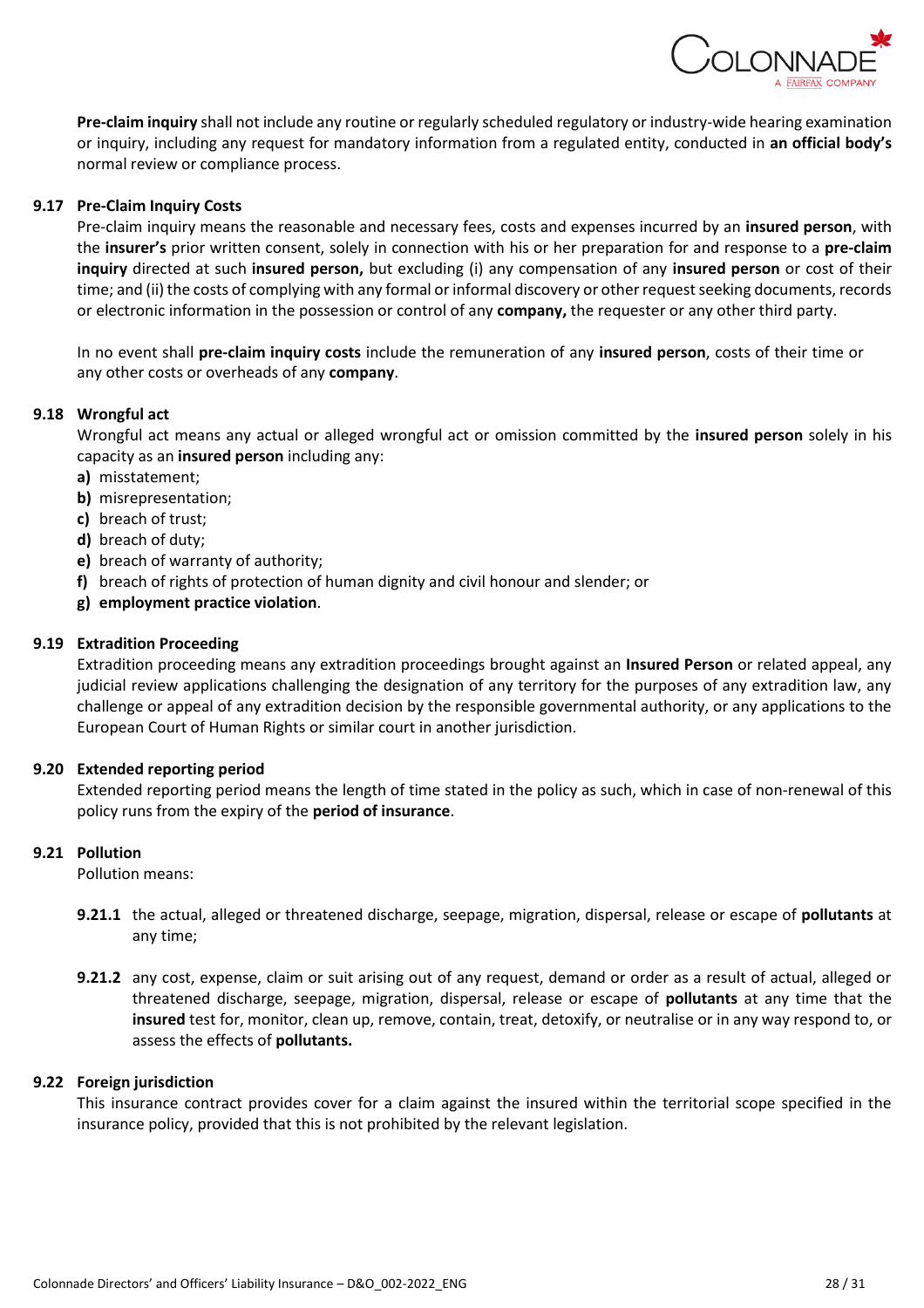**Pre-claim inquiry** shall not include any routine or regularly scheduled regulatory or industry-wide hearing examination or inquiry, including any request for mandatory information from a regulated entity, conducted in **an official body's** normal review or compliance process.

### 9.17 Pre-Claim Inquiry Costs

Pre-claim inquiry means the reasonable and necessary fees, costs and expenses incurred by an **insured person**, with the **insurer's** prior written consent, solely in connection with his or her preparation for and response to a **pre-claim inquiry** directed at such **insured person,** but excluding (i) any compensation of any **insured person** or cost of their time; and (ii) the costs of complying with any formal or informal discovery or other request seeking documents, records or electronic information in the possession or control of any **company,** the requester or any other third party.

In no event shall **pre-claim inquiry costs** include the remuneration of any **insured person**, costs of their time or any other costs or overheads of any **company**.

### 9.18 Wrongful act

Wrongful act means any actual or alleged wrongful act or omission committed by the **insured person** solely in his capacity as an **insured person** including any:

**a)** misstatement;
**b)** misrepresentation;
**c)** breach of trust;
**d)** breach of duty;
**e)** breach of warranty of authority;
**f)** breach of rights of protection of human dignity and civil honour and slender; or
**g)** **employment practice violation**.

### 9.19 Extradition Proceeding

Extradition proceeding means any extradition proceedings brought against an **Insured Person** or related appeal, any judicial review applications challenging the designation of any territory for the purposes of any extradition law, any challenge or appeal of any extradition decision by the responsible governmental authority, or any applications to the European Court of Human Rights or similar court in another jurisdiction.

### 9.20 Extended reporting period

Extended reporting period means the length of time stated in the policy as such, which in case of non-renewal of this policy runs from the expiry of the **period of insurance**.

### 9.21 Pollution

Pollution means:

**9.21.1** the actual, alleged or threatened discharge, seepage, migration, dispersal, release or escape of **pollutants** at any time;

**9.21.2** any cost, expense, claim or suit arising out of any request, demand or order as a result of actual, alleged or threatened discharge, seepage, migration, dispersal, release or escape of **pollutants** at any time that the **insured** test for, monitor, clean up, remove, contain, treat, detoxify, or neutralise or in any way respond to, or assess the effects of **pollutants.**

### 9.22 Foreign jurisdiction

This insurance contract provides cover for a claim against the insured within the territorial scope specified in the insurance policy, provided that this is not prohibited by the relevant legislation.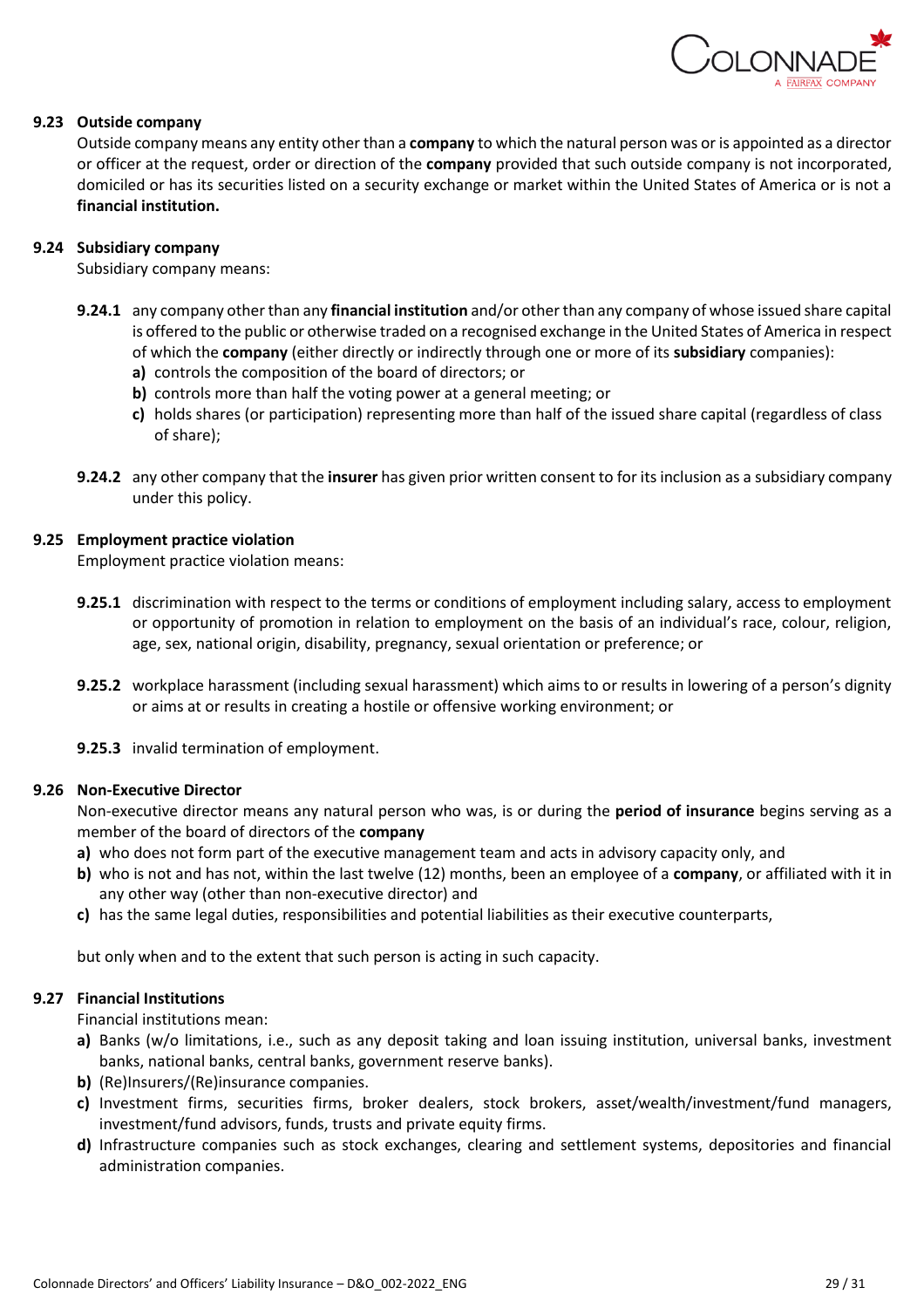### 9.23 Outside company

Outside company means any entity other than a **company** to which the natural person was or is appointed as a director or officer at the request, order or direction of the **company** provided that such outside company is not incorporated, domiciled or has its securities listed on a security exchange or market within the United States of America or is not a **financial institution.**

### 9.24 Subsidiary company

Subsidiary company means:

**9.24.1** any company other than any **financial institution** and/or other than any company of whose issued share capital is offered to the public or otherwise traded on a recognised exchange in the United States of America in respect of which the **company** (either directly or indirectly through one or more of its **subsidiary** companies):

- **a)** controls the composition of the board of directors; or
- **b)** controls more than half the voting power at a general meeting; or
- **c)** holds shares (or participation) representing more than half of the issued share capital (regardless of class of share);

**9.24.2** any other company that the **insurer** has given prior written consent to for its inclusion as a subsidiary company under this policy.

### 9.25 Employment practice violation

Employment practice violation means:

**9.25.1** discrimination with respect to the terms or conditions of employment including salary, access to employment or opportunity of promotion in relation to employment on the basis of an individual's race, colour, religion, age, sex, national origin, disability, pregnancy, sexual orientation or preference; or

**9.25.2** workplace harassment (including sexual harassment) which aims to or results in lowering of a person's dignity or aims at or results in creating a hostile or offensive working environment; or

**9.25.3** invalid termination of employment.

### 9.26 Non-Executive Director

Non-executive director means any natural person who was, is or during the **period of insurance** begins serving as a member of the board of directors of the **company**

- **a)** who does not form part of the executive management team and acts in advisory capacity only, and
- **b)** who is not and has not, within the last twelve (12) months, been an employee of a **company**, or affiliated with it in any other way (other than non-executive director) and
- **c)** has the same legal duties, responsibilities and potential liabilities as their executive counterparts,

but only when and to the extent that such person is acting in such capacity.

### 9.27 Financial Institutions

Financial institutions mean:

- **a)** Banks (w/o limitations, i.e., such as any deposit taking and loan issuing institution, universal banks, investment banks, national banks, central banks, government reserve banks).
- **b)** (Re)Insurers/(Re)insurance companies.
- **c)** Investment firms, securities firms, broker dealers, stock brokers, asset/wealth/investment/fund managers, investment/fund advisors, funds, trusts and private equity firms.
- **d)** Infrastructure companies such as stock exchanges, clearing and settlement systems, depositories and financial administration companies.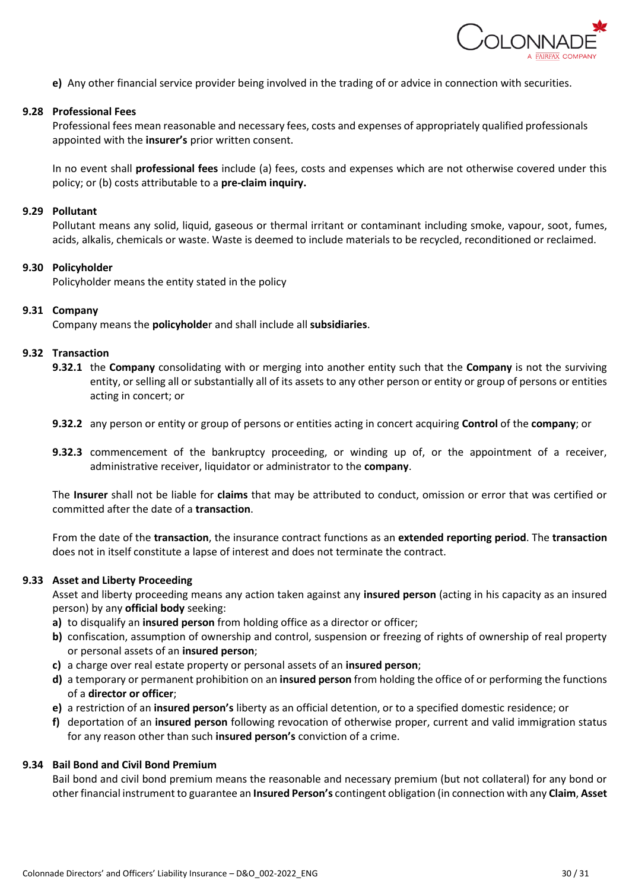**e)** Any other financial service provider being involved in the trading of or advice in connection with securities.

### 9.28 Professional Fees

Professional fees mean reasonable and necessary fees, costs and expenses of appropriately qualified professionals appointed with the **insurer's** prior written consent.

In no event shall **professional fees** include (a) fees, costs and expenses which are not otherwise covered under this policy; or (b) costs attributable to a **pre-claim inquiry.**

### 9.29 Pollutant

Pollutant means any solid, liquid, gaseous or thermal irritant or contaminant including smoke, vapour, soot, fumes, acids, alkalis, chemicals or waste. Waste is deemed to include materials to be recycled, reconditioned or reclaimed.

### 9.30 Policyholder

Policyholder means the entity stated in the policy

### 9.31 Company

Company means the **policyholde**r and shall include all **subsidiaries**.

### 9.32 Transaction

**9.32.1** the **Company** consolidating with or merging into another entity such that the **Company** is not the surviving entity, or selling all or substantially all of its assets to any other person or entity or group of persons or entities acting in concert; or

**9.32.2** any person or entity or group of persons or entities acting in concert acquiring **Control** of the **company**; or

**9.32.3** commencement of the bankruptcy proceeding, or winding up of, or the appointment of a receiver, administrative receiver, liquidator or administrator to the **company**.

The **Insurer** shall not be liable for **claims** that may be attributed to conduct, omission or error that was certified or committed after the date of a **transaction**.

From the date of the **transaction**, the insurance contract functions as an **extended reporting period**. The **transaction** does not in itself constitute a lapse of interest and does not terminate the contract.

### 9.33 Asset and Liberty Proceeding

Asset and liberty proceeding means any action taken against any **insured person** (acting in his capacity as an insured person) by any **official body** seeking:

- **a)** to disqualify an **insured person** from holding office as a director or officer;
- **b)** confiscation, assumption of ownership and control, suspension or freezing of rights of ownership of real property or personal assets of an **insured person**;
- **c)** a charge over real estate property or personal assets of an **insured person**;
- **d)** a temporary or permanent prohibition on an **insured person** from holding the office of or performing the functions of a **director or officer**;
- **e)** a restriction of an **insured person's** liberty as an official detention, or to a specified domestic residence; or
- **f)** deportation of an **insured person** following revocation of otherwise proper, current and valid immigration status for any reason other than such **insured person's** conviction of a crime.

### 9.34 Bail Bond and Civil Bond Premium

Bail bond and civil bond premium means the reasonable and necessary premium (but not collateral) for any bond or other financial instrument to guarantee an **Insured Person's** contingent obligation (in connection with any **Claim**, **Asset**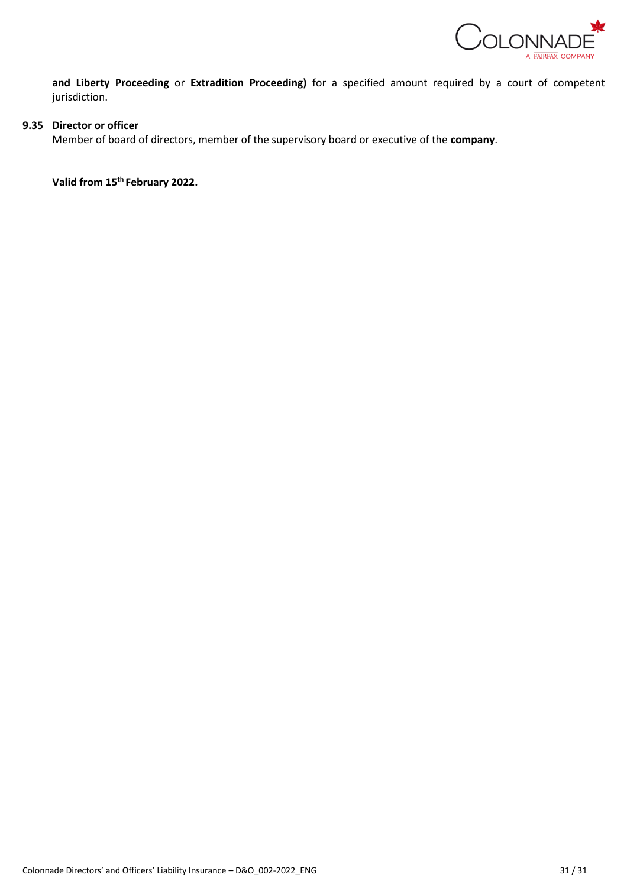**and Liberty Proceeding** or **Extradition Proceeding)** for a specified amount required by a court of competent jurisdiction.

### 9.35 Director or officer

Member of board of directors, member of the supervisory board or executive of the **company**.

**Valid from 15th February 2022.**